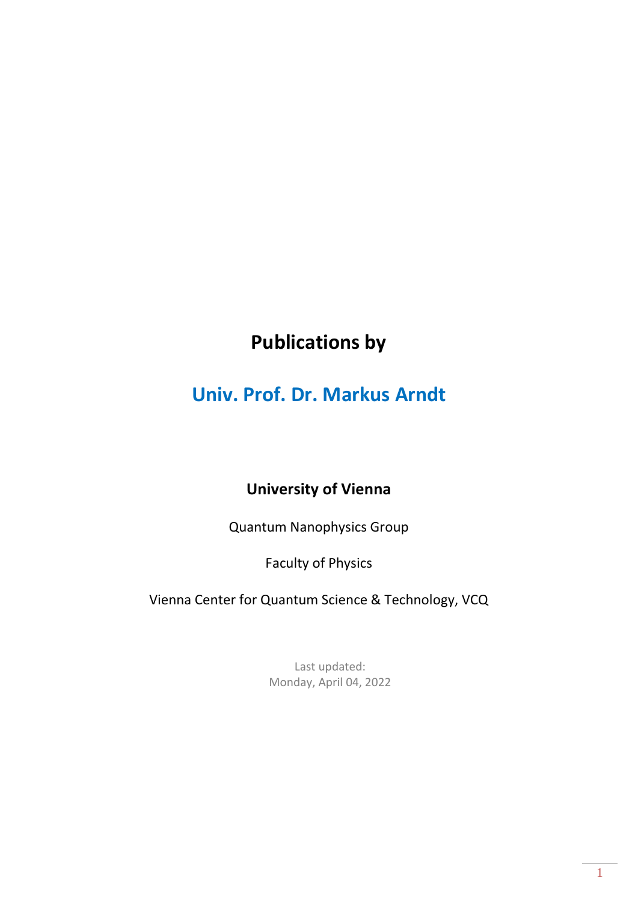# Publications by

## Univ. Prof. Dr. Markus Arndt

**University of Vienna**

Quantum Nanophysics Group

Faculty of Physics

Vienna Center for Quantum Science & Technology, VCQ

Last updated:
Monday, April 04, 2022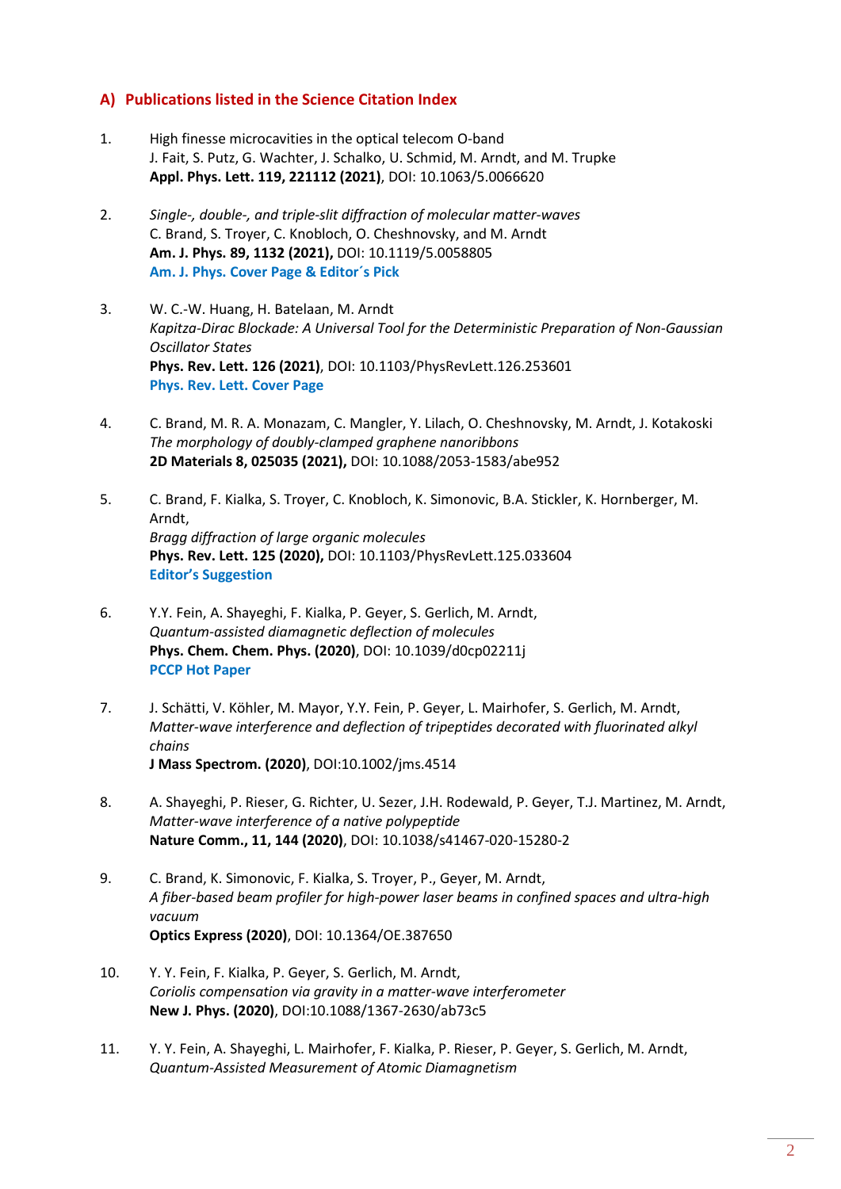## A) Publications listed in the Science Citation Index

1. High finesse microcavities in the optical telecom O-band
   J. Fait, S. Putz, G. Wachter, J. Schalko, U. Schmid, M. Arndt, and M. Trupke
   **Appl. Phys. Lett. 119, 221112 (2021)**, DOI: 10.1063/5.0066620

2. *Single-, double-, and triple-slit diffraction of molecular matter-waves*
   C. Brand, S. Troyer, C. Knobloch, O. Cheshnovsky, and M. Arndt
   **Am. J. Phys. 89, 1132 (2021),** DOI: 10.1119/5.0058805
   **Am. J. Phys. Cover Page & Editor´s Pick**

3. W. C.-W. Huang, H. Batelaan, M. Arndt
   *Kapitza-Dirac Blockade: A Universal Tool for the Deterministic Preparation of Non-Gaussian Oscillator States*
   **Phys. Rev. Lett. 126 (2021)**, DOI: 10.1103/PhysRevLett.126.253601
   **Phys. Rev. Lett. Cover Page**

4. C. Brand, M. R. A. Monazam, C. Mangler, Y. Lilach, O. Cheshnovsky, M. Arndt, J. Kotakoski
   *The morphology of doubly-clamped graphene nanoribbons*
   **2D Materials 8, 025035 (2021),** DOI: 10.1088/2053-1583/abe952

5. C. Brand, F. Kialka, S. Troyer, C. Knobloch, K. Simonovic, B.A. Stickler, K. Hornberger, M. Arndt,
   *Bragg diffraction of large organic molecules*
   **Phys. Rev. Lett. 125 (2020),** DOI: 10.1103/PhysRevLett.125.033604
   **Editor's Suggestion**

6. Y.Y. Fein, A. Shayeghi, F. Kialka, P. Geyer, S. Gerlich, M. Arndt,
   *Quantum-assisted diamagnetic deflection of molecules*
   **Phys. Chem. Chem. Phys. (2020)**, DOI: 10.1039/d0cp02211j
   **PCCP Hot Paper**

7. J. Schätti, V. Köhler, M. Mayor, Y.Y. Fein, P. Geyer, L. Mairhofer, S. Gerlich, M. Arndt,
   *Matter-wave interference and deflection of tripeptides decorated with fluorinated alkyl chains*
   **J Mass Spectrom. (2020)**, DOI:10.1002/jms.4514

8. A. Shayeghi, P. Rieser, G. Richter, U. Sezer, J.H. Rodewald, P. Geyer, T.J. Martinez, M. Arndt,
   *Matter-wave interference of a native polypeptide*
   **Nature Comm., 11, 144 (2020)**, DOI: 10.1038/s41467-020-15280-2

9. C. Brand, K. Simonovic, F. Kialka, S. Troyer, P., Geyer, M. Arndt,
   *A fiber-based beam profiler for high-power laser beams in confined spaces and ultra-high vacuum*
   **Optics Express (2020)**, DOI: 10.1364/OE.387650

10. Y. Y. Fein, F. Kialka, P. Geyer, S. Gerlich, M. Arndt,
    *Coriolis compensation via gravity in a matter-wave interferometer*
    **New J. Phys. (2020)**, DOI:10.1088/1367-2630/ab73c5

11. Y. Y. Fein, A. Shayeghi, L. Mairhofer, F. Kialka, P. Rieser, P. Geyer, S. Gerlich, M. Arndt,
    *Quantum-Assisted Measurement of Atomic Diamagnetism*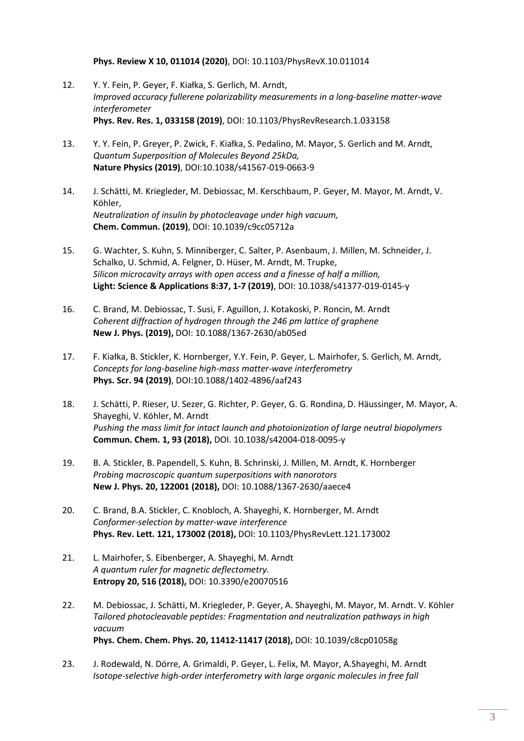**Phys. Review X 10, 011014 (2020)**, DOI: 10.1103/PhysRevX.10.011014

12. Y. Y. Fein, P. Geyer, F. Kiałka, S. Gerlich, M. Arndt,
    *Improved accuracy fullerene polarizability measurements in a long-baseline matter-wave interferometer*
    **Phys. Rev. Res. 1, 033158 (2019)**, DOI: 10.1103/PhysRevResearch.1.033158

13. Y. Y. Fein, P. Greyer, P. Zwick, F. Kiałka, S. Pedalino, M. Mayor, S. Gerlich and M. Arndt,
    *Quantum Superposition of Molecules Beyond 25kDa,*
    **Nature Physics (2019)**, DOI:10.1038/s41567-019-0663-9

14. J. Schätti, M. Kriegleder, M. Debiossac, M. Kerschbaum, P. Geyer, M. Mayor, M. Arndt, V. Köhler,
    *Neutralization of insulin by photocleavage under high vacuum,*
    **Chem. Commun. (2019)**, DOI: 10.1039/c9cc05712a

15. G. Wachter, S. Kuhn, S. Minniberger, C. Salter, P. Asenbaum, J. Millen, M. Schneider, J. Schalko, U. Schmid, A. Felgner, D. Hüser, M. Arndt, M. Trupke,
    *Silicon microcavity arrays with open access and a finesse of half a million,*
    **Light: Science & Applications 8:37, 1-7 (2019)**, DOI: 10.1038/s41377-019-0145-y

16. C. Brand, M. Debiossac, T. Susi, F. Aguillon, J. Kotakoski, P. Roncin, M. Arndt
    *Coherent diffraction of hydrogen through the 246 pm lattice of graphene*
    **New J. Phys. (2019),** DOI: 10.1088/1367-2630/ab05ed

17. F. Kiałka, B. Stickler, K. Hornberger, Y.Y. Fein, P. Geyer, L. Mairhofer, S. Gerlich, M. Arndt,
    *Concepts for long-baseline high-mass matter-wave interferometry*
    **Phys. Scr. 94 (2019)**, DOI:10.1088/1402-4896/aaf243

18. J. Schätti, P. Rieser, U. Sezer, G. Richter, P. Geyer, G. G. Rondina, D. Häussinger, M. Mayor, A. Shayeghi, V. Köhler, M. Arndt
    *Pushing the mass limit for intact launch and photoionization of large neutral biopolymers*
    **Commun. Chem. 1, 93 (2018),** DOI. 10.1038/s42004-018-0095-y

19. B. A. Stickler, B. Papendell, S. Kuhn, B. Schrinski, J. Millen, M. Arndt, K. Hornberger
    *Probing macroscopic quantum superpositions with nanorotors*
    **New J. Phys. 20, 122001 (2018),** DOI: 10.1088/1367-2630/aaece4

20. C. Brand, B.A. Stickler, C. Knobloch, A. Shayeghi, K. Hornberger, M. Arndt
    *Conformer-selection by matter-wave interference*
    **Phys. Rev. Lett. 121, 173002 (2018),** DOI: 10.1103/PhysRevLett.121.173002

21. L. Mairhofer, S. Eibenberger, A. Shayeghi, M. Arndt
    *A quantum ruler for magnetic deflectometry.*
    **Entropy 20, 516 (2018),** DOI: 10.3390/e20070516

22. M. Debiossac, J. Schätti, M. Kriegleder, P. Geyer, A. Shayeghi, M. Mayor, M. Arndt. V. Köhler
    *Tailored photocleavable peptides: Fragmentation and neutralization pathways in high vacuum*
    **Phys. Chem. Chem. Phys. 20, 11412-11417 (2018),** DOI: 10.1039/c8cp01058g

23. J. Rodewald, N. Dörre, A. Grimaldi, P. Geyer, L. Felix, M. Mayor, A.Shayeghi, M. Arndt
    *Isotope-selective high-order interferometry with large organic molecules in free fall*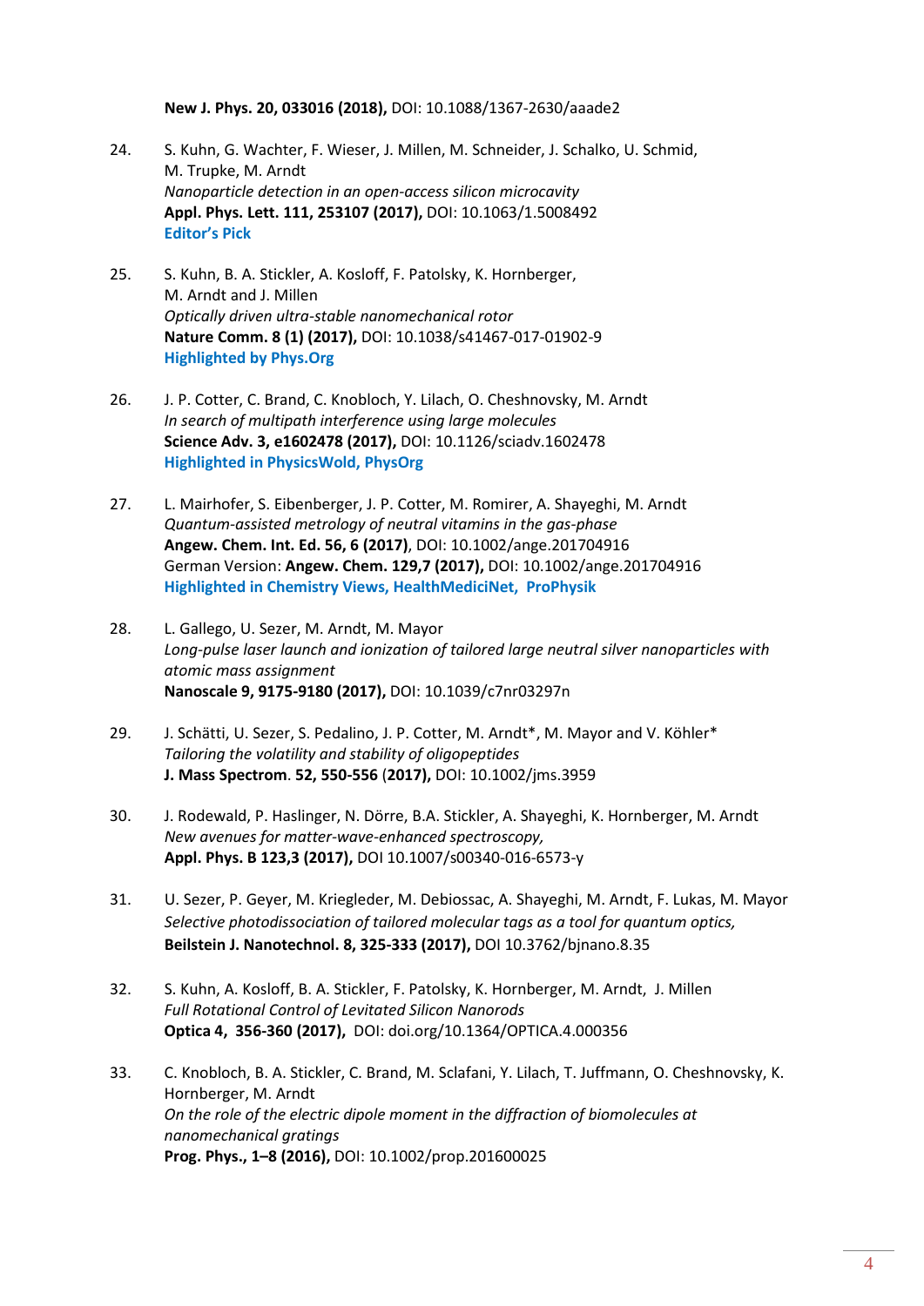**New J. Phys. 20, 033016 (2018),** DOI: 10.1088/1367-2630/aaade2

24. S. Kuhn, G. Wachter, F. Wieser, J. Millen, M. Schneider, J. Schalko, U. Schmid, M. Trupke, M. Arndt
*Nanoparticle detection in an open-access silicon microcavity*
**Appl. Phys. Lett. 111, 253107 (2017),** DOI: 10.1063/1.5008492
**Editor's Pick**

25. S. Kuhn, B. A. Stickler, A. Kosloff, F. Patolsky, K. Hornberger, M. Arndt and J. Millen
*Optically driven ultra-stable nanomechanical rotor*
**Nature Comm. 8 (1) (2017),** DOI: 10.1038/s41467-017-01902-9
**Highlighted by Phys.Org**

26. J. P. Cotter, C. Brand, C. Knobloch, Y. Lilach, O. Cheshnovsky, M. Arndt
*In search of multipath interference using large molecules*
**Science Adv. 3, e1602478 (2017),** DOI: 10.1126/sciadv.1602478
**Highlighted in PhysicsWold, PhysOrg**

27. L. Mairhofer, S. Eibenberger, J. P. Cotter, M. Romirer, A. Shayeghi, M. Arndt
*Quantum-assisted metrology of neutral vitamins in the gas-phase*
**Angew. Chem. Int. Ed. 56, 6 (2017)**, DOI: 10.1002/ange.201704916
German Version: **Angew. Chem. 129,7 (2017),** DOI: 10.1002/ange.201704916
**Highlighted in Chemistry Views, HealthMediciNet, ProPhysik**

28. L. Gallego, U. Sezer, M. Arndt, M. Mayor
*Long-pulse laser launch and ionization of tailored large neutral silver nanoparticles with atomic mass assignment*
**Nanoscale 9, 9175-9180 (2017),** DOI: 10.1039/c7nr03297n

29. J. Schätti, U. Sezer, S. Pedalino, J. P. Cotter, M. Arndt*, M. Mayor and V. Köhler*
*Tailoring the volatility and stability of oligopeptides*
**J. Mass Spectrom. 52, 550-556 (2017),** DOI: 10.1002/jms.3959

30. J. Rodewald, P. Haslinger, N. Dörre, B.A. Stickler, A. Shayeghi, K. Hornberger, M. Arndt
*New avenues for matter-wave-enhanced spectroscopy,*
**Appl. Phys. B 123,3 (2017),** DOI 10.1007/s00340-016-6573-y

31. U. Sezer, P. Geyer, M. Kriegleder, M. Debiossac, A. Shayeghi, M. Arndt, F. Lukas, M. Mayor
*Selective photodissociation of tailored molecular tags as a tool for quantum optics,*
**Beilstein J. Nanotechnol. 8, 325-333 (2017),** DOI 10.3762/bjnano.8.35

32. S. Kuhn, A. Kosloff, B. A. Stickler, F. Patolsky, K. Hornberger, M. Arndt, J. Millen
*Full Rotational Control of Levitated Silicon Nanorods*
**Optica 4, 356-360 (2017),** DOI: doi.org/10.1364/OPTICA.4.000356

33. C. Knobloch, B. A. Stickler, C. Brand, M. Sclafani, Y. Lilach, T. Juffmann, O. Cheshnovsky, K. Hornberger, M. Arndt
*On the role of the electric dipole moment in the diffraction of biomolecules at nanomechanical gratings*
**Prog. Phys., 1–8 (2016),** DOI: 10.1002/prop.201600025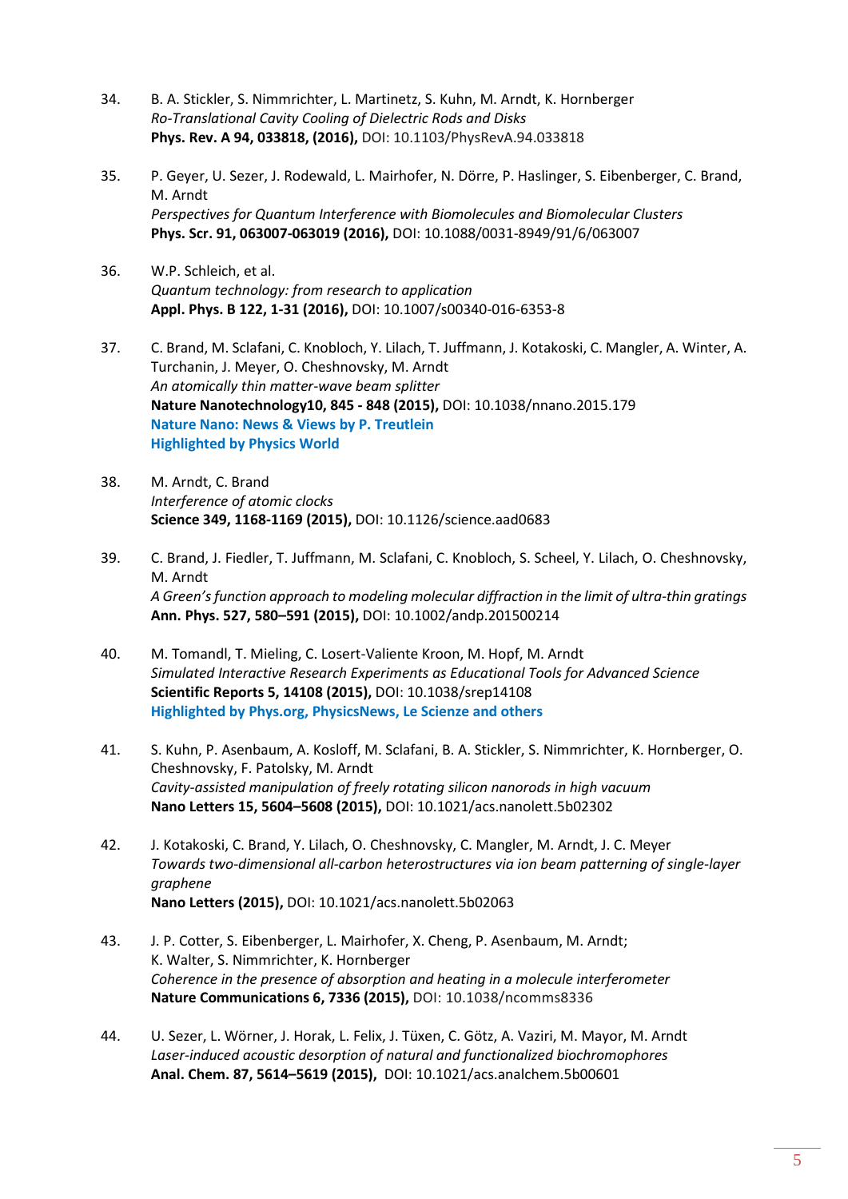34. B. A. Stickler, S. Nimmrichter, L. Martinetz, S. Kuhn, M. Arndt, K. Hornberger
*Ro-Translational Cavity Cooling of Dielectric Rods and Disks*
**Phys. Rev. A 94, 033818, (2016),** DOI: 10.1103/PhysRevA.94.033818

35. P. Geyer, U. Sezer, J. Rodewald, L. Mairhofer, N. Dörre, P. Haslinger, S. Eibenberger, C. Brand, M. Arndt
*Perspectives for Quantum Interference with Biomolecules and Biomolecular Clusters*
**Phys. Scr. 91, 063007-063019 (2016),** DOI: 10.1088/0031-8949/91/6/063007

36. W.P. Schleich, et al.
*Quantum technology: from research to application*
**Appl. Phys. B 122, 1-31 (2016),** DOI: 10.1007/s00340-016-6353-8

37. C. Brand, M. Sclafani, C. Knobloch, Y. Lilach, T. Juffmann, J. Kotakoski, C. Mangler, A. Winter, A. Turchanin, J. Meyer, O. Cheshnovsky, M. Arndt
*An atomically thin matter-wave beam splitter*
**Nature Nanotechnology10, 845 - 848 (2015),** DOI: 10.1038/nnano.2015.179
**Nature Nano: News & Views by P. Treutlein**
**Highlighted by Physics World**

38. M. Arndt, C. Brand
*Interference of atomic clocks*
**Science 349, 1168-1169 (2015),** DOI: 10.1126/science.aad0683

39. C. Brand, J. Fiedler, T. Juffmann, M. Sclafani, C. Knobloch, S. Scheel, Y. Lilach, O. Cheshnovsky, M. Arndt
*A Green's function approach to modeling molecular diffraction in the limit of ultra-thin gratings*
**Ann. Phys. 527, 580–591 (2015),** DOI: 10.1002/andp.201500214

40. M. Tomandl, T. Mieling, C. Losert-Valiente Kroon, M. Hopf, M. Arndt
*Simulated Interactive Research Experiments as Educational Tools for Advanced Science*
**Scientific Reports 5, 14108 (2015),** DOI: 10.1038/srep14108
**Highlighted by Phys.org, PhysicsNews, Le Scienze and others**

41. S. Kuhn, P. Asenbaum, A. Kosloff, M. Sclafani, B. A. Stickler, S. Nimmrichter, K. Hornberger, O. Cheshnovsky, F. Patolsky, M. Arndt
*Cavity-assisted manipulation of freely rotating silicon nanorods in high vacuum*
**Nano Letters 15, 5604–5608 (2015),** DOI: 10.1021/acs.nanolett.5b02302

42. J. Kotakoski, C. Brand, Y. Lilach, O. Cheshnovsky, C. Mangler, M. Arndt, J. C. Meyer
*Towards two-dimensional all-carbon heterostructures via ion beam patterning of single-layer graphene*
**Nano Letters (2015),** DOI: 10.1021/acs.nanolett.5b02063

43. J. P. Cotter, S. Eibenberger, L. Mairhofer, X. Cheng, P. Asenbaum, M. Arndt; K. Walter, S. Nimmrichter, K. Hornberger
*Coherence in the presence of absorption and heating in a molecule interferometer*
**Nature Communications 6, 7336 (2015),** DOI: 10.1038/ncomms8336

44. U. Sezer, L. Wörner, J. Horak, L. Felix, J. Tüxen, C. Götz, A. Vaziri, M. Mayor, M. Arndt
*Laser-induced acoustic desorption of natural and functionalized biochromophores*
**Anal. Chem. 87, 5614–5619 (2015),** DOI: 10.1021/acs.analchem.5b00601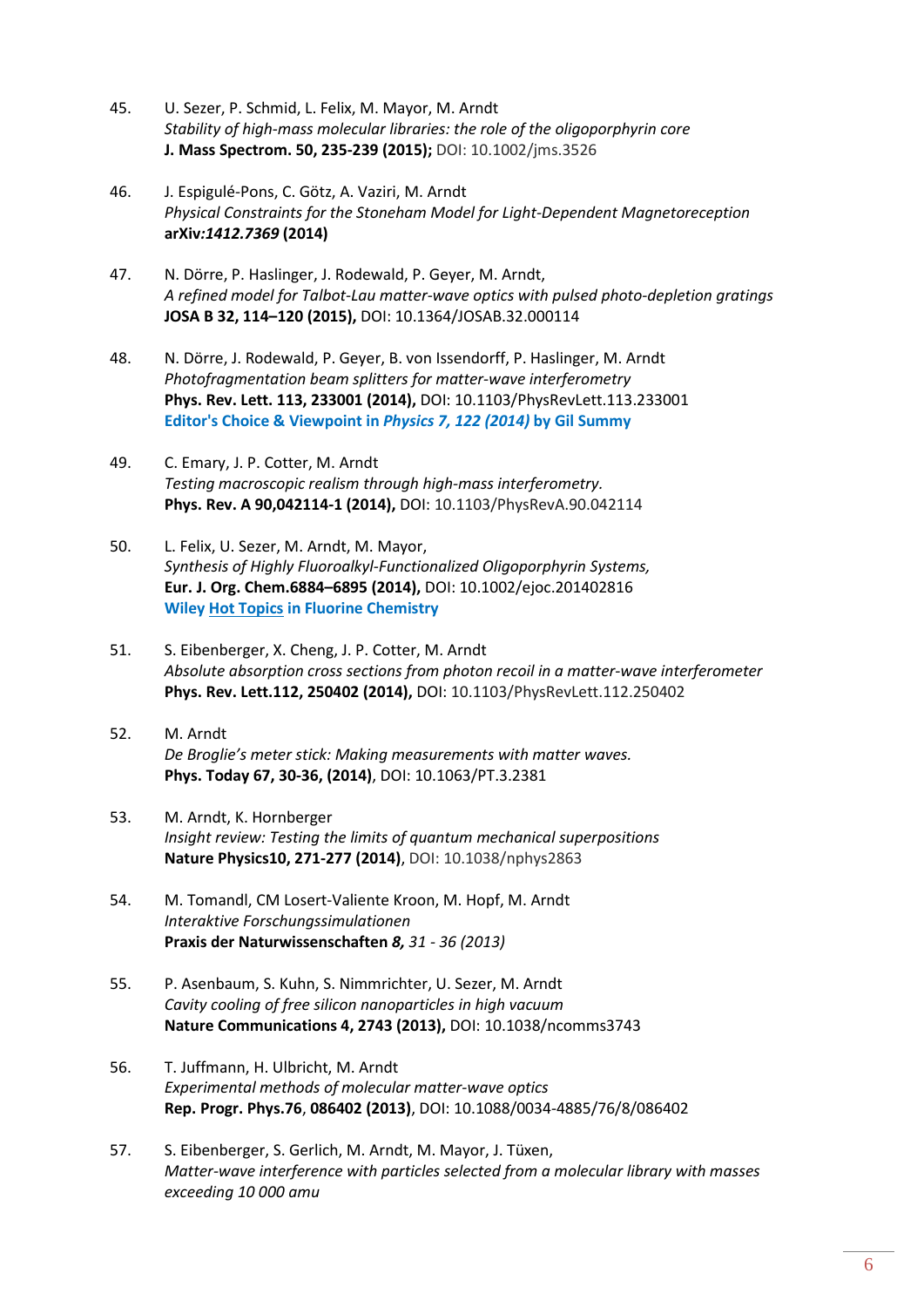45. U. Sezer, P. Schmid, L. Felix, M. Mayor, M. Arndt
*Stability of high-mass molecular libraries: the role of the oligoporphyrin core*
**J. Mass Spectrom. 50, 235-239 (2015);** DOI: 10.1002/jms.3526

46. J. Espigulé-Pons, C. Götz, A. Vaziri, M. Arndt
*Physical Constraints for the Stoneham Model for Light-Dependent Magnetoreception*
**arXiv*:1412.7369* (2014)**

47. N. Dörre, P. Haslinger, J. Rodewald, P. Geyer, M. Arndt,
*A refined model for Talbot-Lau matter-wave optics with pulsed photo-depletion gratings*
**JOSA B 32, 114–120 (2015),** DOI: 10.1364/JOSAB.32.000114

48. N. Dörre, J. Rodewald, P. Geyer, B. von Issendorff, P. Haslinger, M. Arndt
*Photofragmentation beam splitters for matter-wave interferometry*
**Phys. Rev. Lett. 113, 233001 (2014),** DOI: 10.1103/PhysRevLett.113.233001
**Editor's Choice & Viewpoint in *Physics 7, 122 (2014)* by Gil Summy**

49. C. Emary, J. P. Cotter, M. Arndt
*Testing macroscopic realism through high-mass interferometry.*
**Phys. Rev. A 90,042114-1 (2014),** DOI: 10.1103/PhysRevA.90.042114

50. L. Felix, U. Sezer, M. Arndt, M. Mayor,
*Synthesis of Highly Fluoroalkyl-Functionalized Oligoporphyrin Systems,*
**Eur. J. Org. Chem.6884–6895 (2014),** DOI: 10.1002/ejoc.201402816
**Wiley Hot Topics in Fluorine Chemistry**

51. S. Eibenberger, X. Cheng, J. P. Cotter, M. Arndt
*Absolute absorption cross sections from photon recoil in a matter-wave interferometer*
**Phys. Rev. Lett.112, 250402 (2014),** DOI: 10.1103/PhysRevLett.112.250402

52. M. Arndt
*De Broglie's meter stick: Making measurements with matter waves.*
**Phys. Today 67, 30-36, (2014)**, DOI: 10.1063/PT.3.2381

53. M. Arndt, K. Hornberger
*Insight review: Testing the limits of quantum mechanical superpositions*
**Nature Physics10, 271-277 (2014)**, DOI: 10.1038/nphys2863

54. M. Tomandl, CM Losert-Valiente Kroon, M. Hopf, M. Arndt
*Interaktive Forschungssimulationen*
**Praxis der Naturwissenschaften *8,*** *31 - 36 (2013)*

55. P. Asenbaum, S. Kuhn, S. Nimmrichter, U. Sezer, M. Arndt
*Cavity cooling of free silicon nanoparticles in high vacuum*
**Nature Communications 4, 2743 (2013),** DOI: 10.1038/ncomms3743

56. T. Juffmann, H. Ulbricht, M. Arndt
*Experimental methods of molecular matter-wave optics*
**Rep. Progr. Phys.76, 086402 (2013)**, DOI: 10.1088/0034-4885/76/8/086402

57. S. Eibenberger, S. Gerlich, M. Arndt, M. Mayor, J. Tüxen,
*Matter-wave interference with particles selected from a molecular library with masses exceeding 10 000 amu*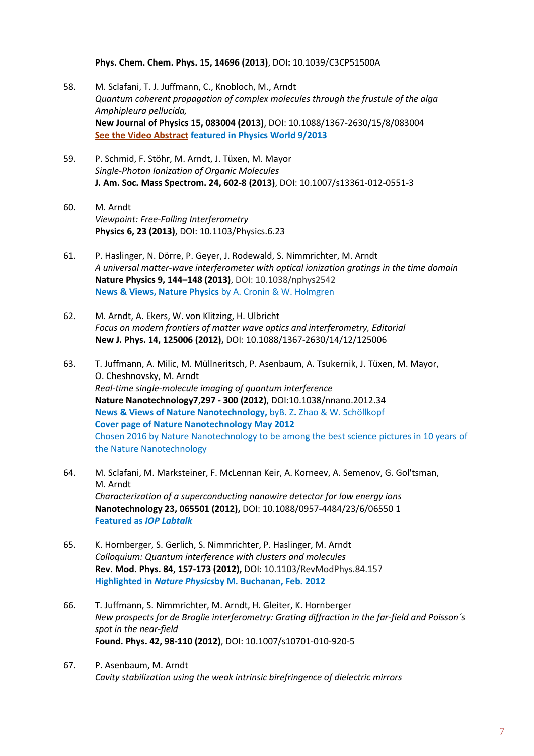**Phys. Chem. Chem. Phys. 15, 14696 (2013)**, DOI**:** 10.1039/C3CP51500A

58. M. Sclafani, T. J. Juffmann, C., Knobloch, M., Arndt
    *Quantum coherent propagation of complex molecules through the frustule of the alga Amphipleura pellucida,*
    **New Journal of Physics 15, 083004 (2013)**, DOI: 10.1088/1367-2630/15/8/083004
    **See the Video Abstract featured in Physics World 9/2013**

59. P. Schmid, F. Stöhr, M. Arndt, J. Tüxen, M. Mayor
    *Single-Photon Ionization of Organic Molecules*
    **J. Am. Soc. Mass Spectrom. 24, 602-8 (2013)**, DOI: 10.1007/s13361-012-0551-3

60. M. Arndt
    *Viewpoint: Free-Falling Interferometry*
    **Physics 6, 23 (2013)**, DOI: 10.1103/Physics.6.23

61. P. Haslinger, N. Dörre, P. Geyer, J. Rodewald, S. Nimmrichter, M. Arndt
    *A universal matter-wave interferometer with optical ionization gratings in the time domain*
    **Nature Physics 9, 144–148 (2013)**, DOI: 10.1038/nphys2542
    **News & Views, Nature Physics** by A. Cronin & W. Holmgren

62. M. Arndt, A. Ekers, W. von Klitzing, H. Ulbricht
    *Focus on modern frontiers of matter wave optics and interferometry, Editorial*
    **New J. Phys. 14, 125006 (2012),** DOI: 10.1088/1367-2630/14/12/125006

63. T. Juffmann, A. Milic, M. Müllneritsch, P. Asenbaum, A. Tsukernik, J. Tüxen, M. Mayor, O. Cheshnovsky, M. Arndt
    *Real-time single-molecule imaging of quantum interference*
    **Nature Nanotechnology7**,**297 - 300 (2012)**, DOI:10.1038/nnano.2012.34
    **News & Views of Nature Nanotechnology,** byB. Z**.** Zhao & W. Schöllkopf
    **Cover page of Nature Nanotechnology May 2012**
    Chosen 2016 by Nature Nanotechnology to be among the best science pictures in 10 years of the Nature Nanotechnology

64. M. Sclafani, M. Marksteiner, F. McLennan Keir, A. Korneev, A. Semenov, G. Gol'tsman, M. Arndt
    *Characterization of a superconducting nanowire detector for low energy ions*
    **Nanotechnology 23, 065501 (2012),** DOI: 10.1088/0957-4484/23/6/06550 1
    **Featured as *IOP Labtalk***

65. K. Hornberger, S. Gerlich, S. Nimmrichter, P. Haslinger, M. Arndt
    *Colloquium: Quantum interference with clusters and molecules*
    **Rev. Mod. Phys. 84, 157-173 (2012),** DOI: 10.1103/RevModPhys.84.157
    **Highlighted in *Nature Physics*by M. Buchanan, Feb. 2012**

66. T. Juffmann, S. Nimmrichter, M. Arndt, H. Gleiter, K. Hornberger
    *New prospects for de Broglie interferometry: Grating diffraction in the far-field and Poisson´s spot in the near-field*
    **Found. Phys. 42, 98-110 (2012)**, DOI: 10.1007/s10701-010-920-5

67. P. Asenbaum, M. Arndt
    *Cavity stabilization using the weak intrinsic birefringence of dielectric mirrors*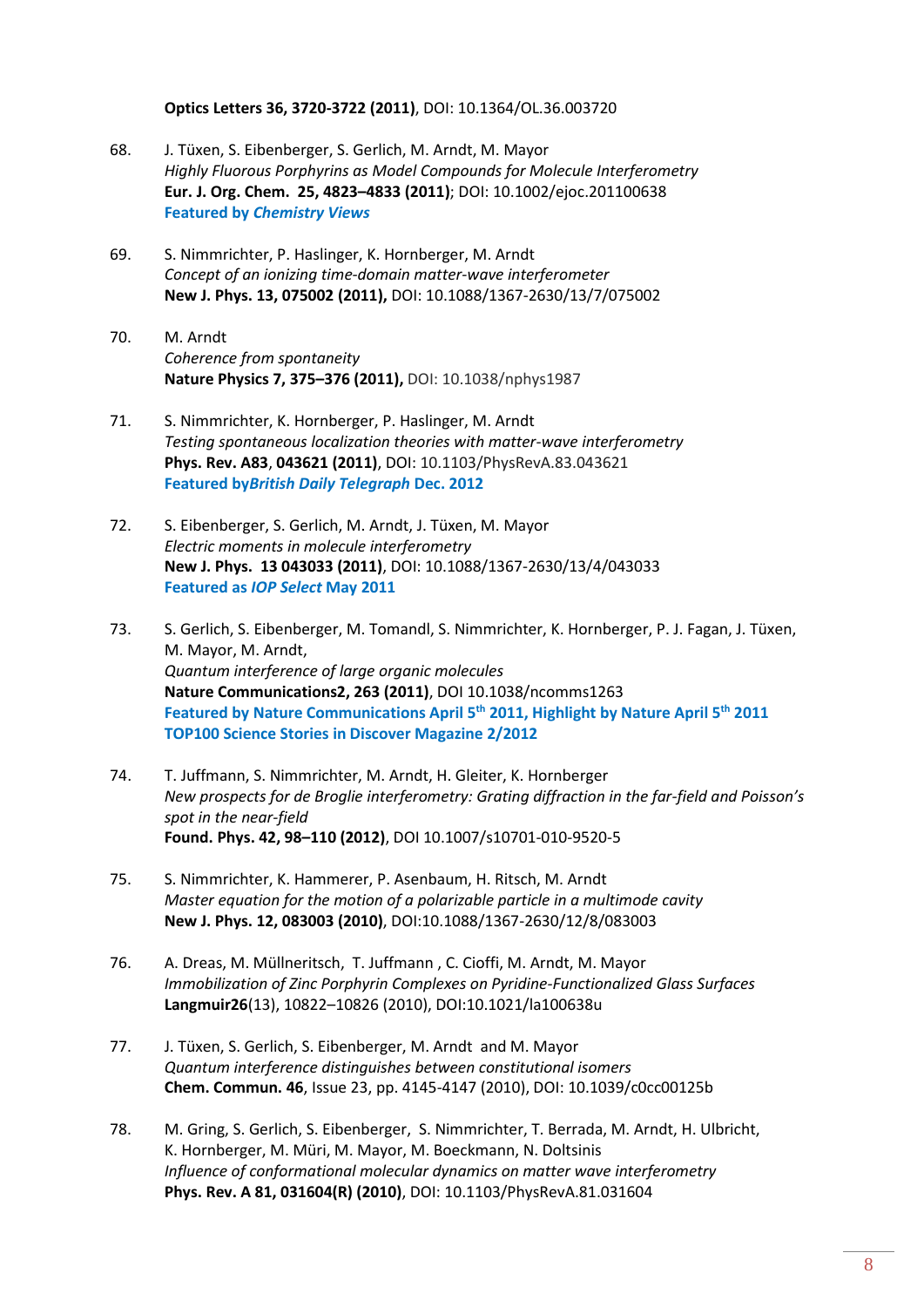**Optics Letters 36, 3720-3722 (2011)**, DOI: 10.1364/OL.36.003720

68. J. Tüxen, S. Eibenberger, S. Gerlich, M. Arndt, M. Mayor
*Highly Fluorous Porphyrins as Model Compounds for Molecule Interferometry*
**Eur. J. Org. Chem. 25, 4823–4833 (2011)**; DOI: 10.1002/ejoc.201100638
**Featured by *Chemistry Views***

69. S. Nimmrichter, P. Haslinger, K. Hornberger, M. Arndt
*Concept of an ionizing time-domain matter-wave interferometer*
**New J. Phys. 13, 075002 (2011),** DOI: 10.1088/1367-2630/13/7/075002

70. M. Arndt
*Coherence from spontaneity*
**Nature Physics 7, 375–376 (2011),** DOI: 10.1038/nphys1987

71. S. Nimmrichter, K. Hornberger, P. Haslinger, M. Arndt
*Testing spontaneous localization theories with matter-wave interferometry*
**Phys. Rev. A83**, **043621 (2011)**, DOI: 10.1103/PhysRevA.83.043621
**Featured by*British Daily Telegraph* Dec. 2012**

72. S. Eibenberger, S. Gerlich, M. Arndt, J. Tüxen, M. Mayor
*Electric moments in molecule interferometry*
**New J. Phys. 13 043033 (2011)**, DOI: 10.1088/1367-2630/13/4/043033
**Featured as *IOP Select* May 2011**

73. S. Gerlich, S. Eibenberger, M. Tomandl, S. Nimmrichter, K. Hornberger, P. J. Fagan, J. Tüxen, M. Mayor, M. Arndt,
*Quantum interference of large organic molecules*
**Nature Communications2, 263 (2011)**, DOI 10.1038/ncomms1263
**Featured by Nature Communications April 5th 2011, Highlight by Nature April 5th 2011**
**TOP100 Science Stories in Discover Magazine 2/2012**

74. T. Juffmann, S. Nimmrichter, M. Arndt, H. Gleiter, K. Hornberger
*New prospects for de Broglie interferometry: Grating diffraction in the far-field and Poisson's spot in the near-field*
**Found. Phys. 42, 98–110 (2012)**, DOI 10.1007/s10701-010-9520-5

75. S. Nimmrichter, K. Hammerer, P. Asenbaum, H. Ritsch, M. Arndt
*Master equation for the motion of a polarizable particle in a multimode cavity*
**New J. Phys. 12, 083003 (2010)**, DOI:10.1088/1367-2630/12/8/083003

76. A. Dreas, M. Müllneritsch, T. Juffmann , C. Cioffi, M. Arndt, M. Mayor
*Immobilization of Zinc Porphyrin Complexes on Pyridine-Functionalized Glass Surfaces*
**Langmuir26**(13), 10822–10826 (2010), DOI:10.1021/la100638u

77. J. Tüxen, S. Gerlich, S. Eibenberger, M. Arndt and M. Mayor
*Quantum interference distinguishes between constitutional isomers*
**Chem. Commun. 46**, Issue 23, pp. 4145-4147 (2010), DOI: 10.1039/c0cc00125b

78. M. Gring, S. Gerlich, S. Eibenberger, S. Nimmrichter, T. Berrada, M. Arndt, H. Ulbricht, K. Hornberger, M. Müri, M. Mayor, M. Boeckmann, N. Doltsinis
*Influence of conformational molecular dynamics on matter wave interferometry*
**Phys. Rev. A 81, 031604(R) (2010)**, DOI: 10.1103/PhysRevA.81.031604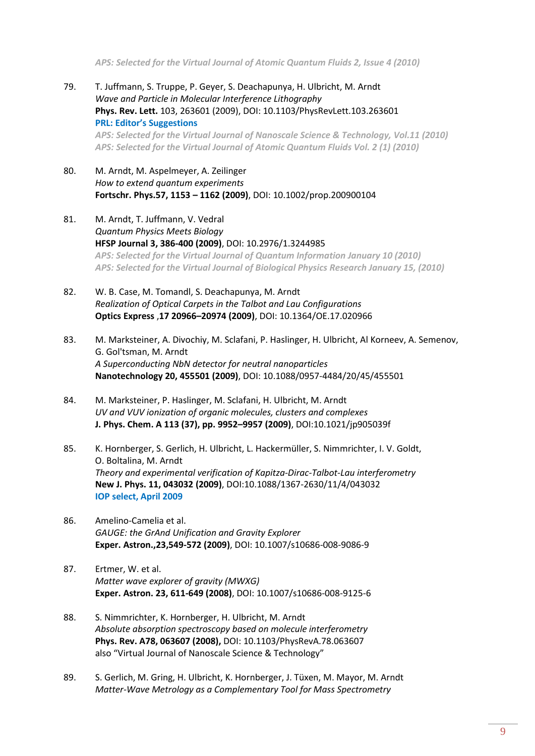*APS: Selected for the Virtual Journal of Atomic Quantum Fluids 2, Issue 4 (2010)*

79. T. Juffmann, S. Truppe, P. Geyer, S. Deachapunya, H. Ulbricht, M. Arndt
    *Wave and Particle in Molecular Interference Lithography*
    **Phys. Rev. Lett.** 103, 263601 (2009), DOI: 10.1103/PhysRevLett.103.263601
    **PRL: Editor's Suggestions**
    *APS: Selected for the Virtual Journal of Nanoscale Science & Technology, Vol.11 (2010)*
    *APS: Selected for the Virtual Journal of Atomic Quantum Fluids Vol. 2 (1) (2010)*

80. M. Arndt, M. Aspelmeyer, A. Zeilinger
    *How to extend quantum experiments*
    **Fortschr. Phys.57, 1153 – 1162 (2009)**, DOI: 10.1002/prop.200900104

81. M. Arndt, T. Juffmann, V. Vedral
    *Quantum Physics Meets Biology*
    **HFSP Journal 3, 386-400 (2009)**, DOI: 10.2976/1.3244985
    *APS: Selected for the Virtual Journal of Quantum Information January 10 (2010)*
    *APS: Selected for the Virtual Journal of Biological Physics Research January 15, (2010)*

82. W. B. Case, M. Tomandl, S. Deachapunya, M. Arndt
    *Realization of Optical Carpets in the Talbot and Lau Configurations*
    **Optics Express** ,**17 20966–20974 (2009)**, DOI: 10.1364/OE.17.020966

83. M. Marksteiner, A. Divochiy, M. Sclafani, P. Haslinger, H. Ulbricht, Al Korneev, A. Semenov, G. Gol'tsman, M. Arndt
    *A Superconducting NbN detector for neutral nanoparticles*
    **Nanotechnology 20, 455501 (2009)**, DOI: 10.1088/0957-4484/20/45/455501

84. M. Marksteiner, P. Haslinger, M. Sclafani, H. Ulbricht, M. Arndt
    *UV and VUV ionization of organic molecules, clusters and complexes*
    **J. Phys. Chem. A 113 (37), pp. 9952–9957 (2009)**, DOI:10.1021/jp905039f

85. K. Hornberger, S. Gerlich, H. Ulbricht, L. Hackermüller, S. Nimmrichter, I. V. Goldt, O. Boltalina, M. Arndt
    *Theory and experimental verification of Kapitza-Dirac-Talbot-Lau interferometry*
    **New J. Phys. 11, 043032 (2009)**, DOI:10.1088/1367-2630/11/4/043032
    **IOP select, April 2009**

86. Amelino-Camelia et al.
    *GAUGE: the GrAnd Unification and Gravity Explorer*
    **Exper. Astron.,23,549-572 (2009)**, DOI: 10.1007/s10686-008-9086-9

87. Ertmer, W. et al.
    *Matter wave explorer of gravity (MWXG)*
    **Exper. Astron. 23, 611-649 (2008)**, DOI: 10.1007/s10686-008-9125-6

88. S. Nimmrichter, K. Hornberger, H. Ulbricht, M. Arndt
    *Absolute absorption spectroscopy based on molecule interferometry*
    **Phys. Rev. A78, 063607 (2008),** DOI: 10.1103/PhysRevA.78.063607
    also "Virtual Journal of Nanoscale Science & Technology"

89. S. Gerlich, M. Gring, H. Ulbricht, K. Hornberger, J. Tüxen, M. Mayor, M. Arndt
    *Matter-Wave Metrology as a Complementary Tool for Mass Spectrometry*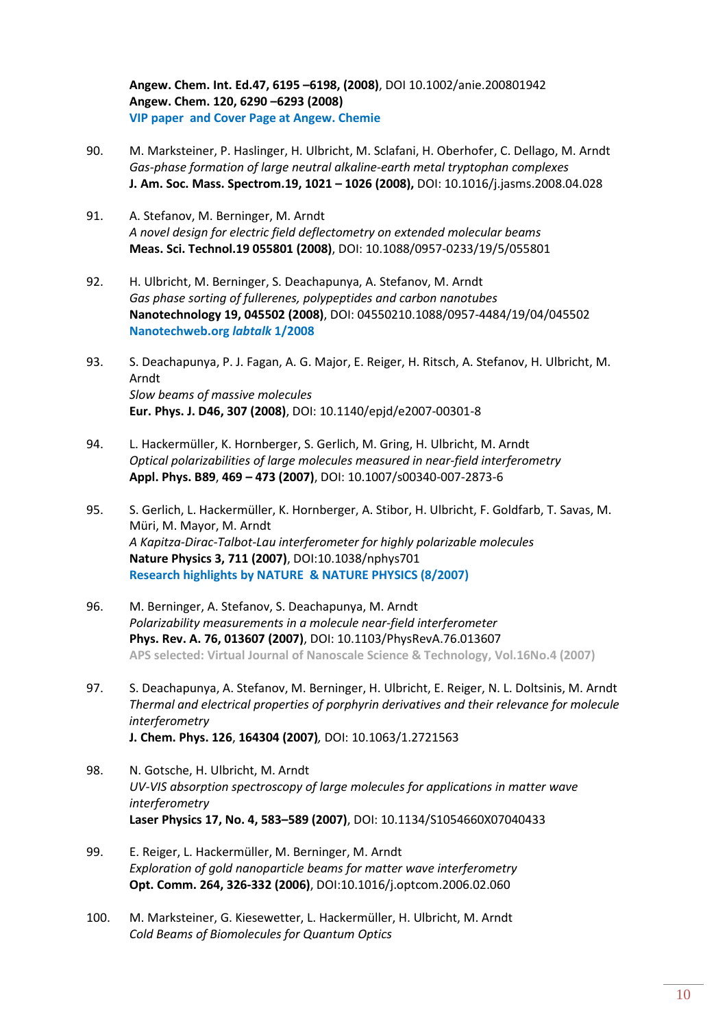**Angew. Chem. Int. Ed.47, 6195 –6198, (2008)**, DOI 10.1002/anie.200801942
**Angew. Chem. 120, 6290 –6293 (2008)**
**VIP paper and Cover Page at Angew. Chemie**

90. M. Marksteiner, P. Haslinger, H. Ulbricht, M. Sclafani, H. Oberhofer, C. Dellago, M. Arndt
*Gas-phase formation of large neutral alkaline-earth metal tryptophan complexes*
**J. Am. Soc. Mass. Spectrom.19, 1021 – 1026 (2008),** DOI: 10.1016/j.jasms.2008.04.028

91. A. Stefanov, M. Berninger, M. Arndt
*A novel design for electric field deflectometry on extended molecular beams*
**Meas. Sci. Technol.19 055801 (2008)**, DOI: 10.1088/0957-0233/19/5/055801

92. H. Ulbricht, M. Berninger, S. Deachapunya, A. Stefanov, M. Arndt
*Gas phase sorting of fullerenes, polypeptides and carbon nanotubes*
**Nanotechnology 19, 045502 (2008)**, DOI: 04550210.1088/0957-4484/19/04/045502
**Nanotechweb.org *labtalk* 1/2008**

93. S. Deachapunya, P. J. Fagan, A. G. Major, E. Reiger, H. Ritsch, A. Stefanov, H. Ulbricht, M. Arndt
*Slow beams of massive molecules*
**Eur. Phys. J. D46, 307 (2008)**, DOI: 10.1140/epjd/e2007-00301-8

94. L. Hackermüller, K. Hornberger, S. Gerlich, M. Gring, H. Ulbricht, M. Arndt
*Optical polarizabilities of large molecules measured in near-field interferometry*
**Appl. Phys. B89**, **469 – 473 (2007)**, DOI: 10.1007/s00340-007-2873-6

95. S. Gerlich, L. Hackermüller, K. Hornberger, A. Stibor, H. Ulbricht, F. Goldfarb, T. Savas, M. Müri, M. Mayor, M. Arndt
*A Kapitza-Dirac-Talbot-Lau interferometer for highly polarizable molecules*
**Nature Physics 3, 711 (2007)**, DOI:10.1038/nphys701
**Research highlights by NATURE & NATURE PHYSICS (8/2007)**

96. M. Berninger, A. Stefanov, S. Deachapunya, M. Arndt
*Polarizability measurements in a molecule near-field interferometer*
**Phys. Rev. A. 76, 013607 (2007)**, DOI: 10.1103/PhysRevA.76.013607
**APS selected: Virtual Journal of Nanoscale Science & Technology, Vol.16No.4 (2007)**

97. S. Deachapunya, A. Stefanov, M. Berninger, H. Ulbricht, E. Reiger, N. L. Doltsinis, M. Arndt
*Thermal and electrical properties of porphyrin derivatives and their relevance for molecule interferometry*
**J. Chem. Phys. 126**, **164304 (2007)***,* DOI: 10.1063/1.2721563

98. N. Gotsche, H. Ulbricht, M. Arndt
*UV-VIS absorption spectroscopy of large molecules for applications in matter wave interferometry*
**Laser Physics 17, No. 4, 583–589 (2007)**, DOI: 10.1134/S1054660X07040433

99. E. Reiger, L. Hackermüller, M. Berninger, M. Arndt
*Exploration of gold nanoparticle beams for matter wave interferometry*
**Opt. Comm. 264, 326-332 (2006)**, DOI:10.1016/j.optcom.2006.02.060

100. M. Marksteiner, G. Kiesewetter, L. Hackermüller, H. Ulbricht, M. Arndt
*Cold Beams of Biomolecules for Quantum Optics*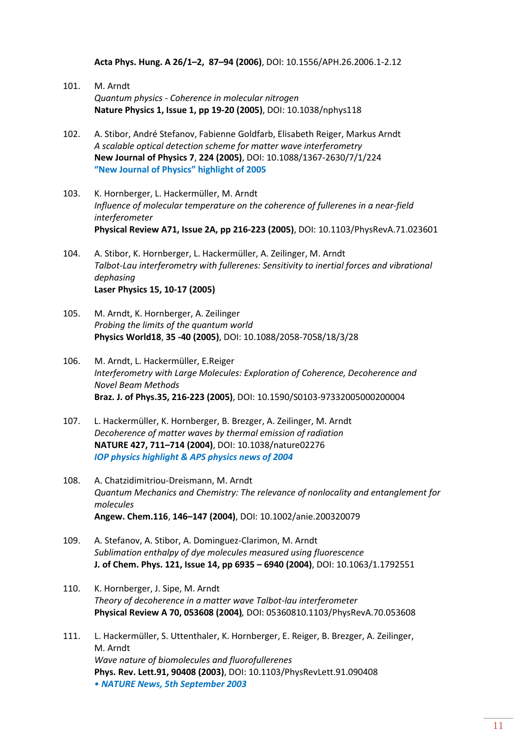**Acta Phys. Hung. A 26/1–2, 87–94 (2006)**, DOI: 10.1556/APH.26.2006.1-2.12

101. M. Arndt
*Quantum physics - Coherence in molecular nitrogen*
**Nature Physics 1, Issue 1, pp 19-20 (2005)**, DOI: 10.1038/nphys118

102. A. Stibor, André Stefanov, Fabienne Goldfarb, Elisabeth Reiger, Markus Arndt
*A scalable optical detection scheme for matter wave interferometry*
**New Journal of Physics 7**, **224 (2005)**, DOI: 10.1088/1367-2630/7/1/224
**"New Journal of Physics" highlight of 2005**

103. K. Hornberger, L. Hackermüller, M. Arndt
*Influence of molecular temperature on the coherence of fullerenes in a near-field interferometer*
**Physical Review A71, Issue 2A, pp 216-223 (2005)**, DOI: 10.1103/PhysRevA.71.023601

104. A. Stibor, K. Hornberger, L. Hackermüller, A. Zeilinger, M. Arndt
*Talbot-Lau interferometry with fullerenes: Sensitivity to inertial forces and vibrational dephasing*
**Laser Physics 15, 10-17 (2005)**

105. M. Arndt, K. Hornberger, A. Zeilinger
*Probing the limits of the quantum world*
**Physics World18**, **35 -40 (2005)**, DOI: 10.1088/2058-7058/18/3/28

106. M. Arndt, L. Hackermüller, E.Reiger
*Interferometry with Large Molecules: Exploration of Coherence, Decoherence and Novel Beam Methods*
**Braz. J. of Phys.35, 216-223 (2005)**, DOI: 10.1590/S0103-97332005000200004

107. L. Hackermüller, K. Hornberger, B. Brezger, A. Zeilinger, M. Arndt
*Decoherence of matter waves by thermal emission of radiation*
**NATURE 427, 711–714 (2004)**, DOI: 10.1038/nature02276
***IOP physics highlight & APS physics news of 2004***

108. A. Chatzidimitriou-Dreismann, M. Arndt
*Quantum Mechanics and Chemistry: The relevance of nonlocality and entanglement for molecules*
**Angew. Chem.116**, **146–147 (2004)**, DOI: 10.1002/anie.200320079

109. A. Stefanov, A. Stibor, A. Dominguez-Clarimon, M. Arndt
*Sublimation enthalpy of dye molecules measured using fluorescence*
**J. of Chem. Phys. 121, Issue 14, pp 6935 – 6940 (2004)**, DOI: 10.1063/1.1792551

110. K. Hornberger, J. Sipe, M. Arndt
*Theory of decoherence in a matter wave Talbot-lau interferometer*
**Physical Review A 70, 053608 (2004)***,* DOI: 05360810.1103/PhysRevA.70.053608

111. L. Hackermüller, S. Uttenthaler, K. Hornberger, E. Reiger, B. Brezger, A. Zeilinger, M. Arndt
*Wave nature of biomolecules and fluorofullerenes*
**Phys. Rev. Lett.91, 90408 (2003)**, DOI: 10.1103/PhysRevLett.91.090408
***• NATURE News, 5th September 2003***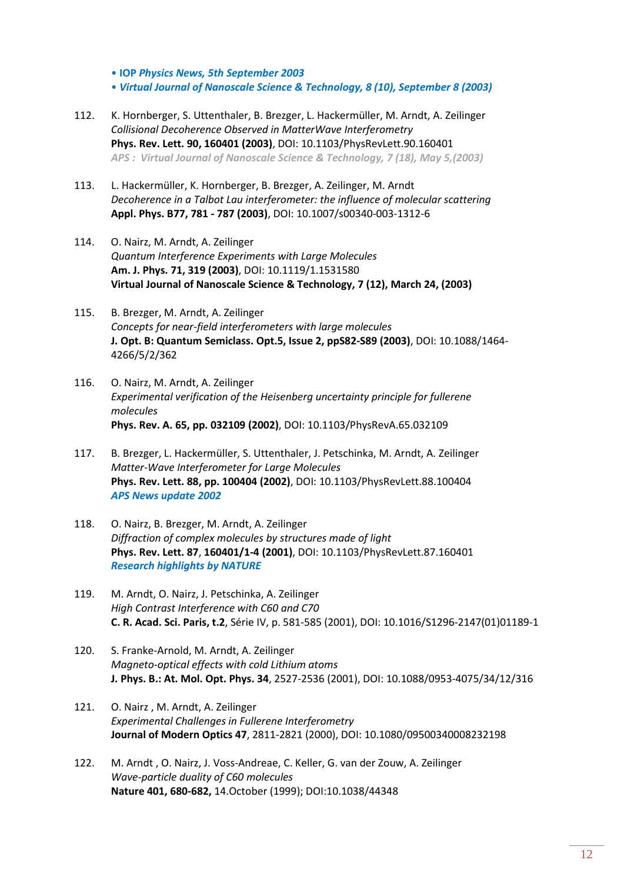- IOP *Physics News, 5th September 2003*
- *Virtual Journal of Nanoscale Science & Technology, 8 (10), September 8 (2003)*

112. K. Hornberger, S. Uttenthaler, B. Brezger, L. Hackermüller, M. Arndt, A. Zeilinger
*Collisional Decoherence Observed in MatterWave Interferometry*
**Phys. Rev. Lett. 90, 160401 (2003)**, DOI: 10.1103/PhysRevLett.90.160401
*APS : Virtual Journal of Nanoscale Science & Technology, 7 (18), May 5,(2003)*

113. L. Hackermüller, K. Hornberger, B. Brezger, A. Zeilinger, M. Arndt
*Decoherence in a Talbot Lau interferometer: the influence of molecular scattering*
**Appl. Phys. B77, 781 - 787 (2003)**, DOI: 10.1007/s00340-003-1312-6

114. O. Nairz, M. Arndt, A. Zeilinger
*Quantum Interference Experiments with Large Molecules*
**Am. J. Phys. 71, 319 (2003)**, DOI: 10.1119/1.1531580
**Virtual Journal of Nanoscale Science & Technology, 7 (12), March 24, (2003)**

115. B. Brezger, M. Arndt, A. Zeilinger
*Concepts for near-field interferometers with large molecules*
**J. Opt. B: Quantum Semiclass. Opt.5, Issue 2, ppS82-S89 (2003)**, DOI: 10.1088/1464-4266/5/2/362

116. O. Nairz, M. Arndt, A. Zeilinger
*Experimental verification of the Heisenberg uncertainty principle for fullerene molecules*
**Phys. Rev. A. 65, pp. 032109 (2002)**, DOI: 10.1103/PhysRevA.65.032109

117. B. Brezger, L. Hackermüller, S. Uttenthaler, J. Petschinka, M. Arndt, A. Zeilinger
*Matter-Wave Interferometer for Large Molecules*
**Phys. Rev. Lett. 88, pp. 100404 (2002)**, DOI: 10.1103/PhysRevLett.88.100404
***APS News update 2002***

118. O. Nairz, B. Brezger, M. Arndt, A. Zeilinger
*Diffraction of complex molecules by structures made of light*
**Phys. Rev. Lett. 87**, **160401/1-4 (2001)**, DOI: 10.1103/PhysRevLett.87.160401
***Research highlights by NATURE***

119. M. Arndt, O. Nairz, J. Petschinka, A. Zeilinger
*High Contrast Interference with C60 and C70*
**C. R. Acad. Sci. Paris, t.2**, Série IV, p. 581-585 (2001), DOI: 10.1016/S1296-2147(01)01189-1

120. S. Franke-Arnold, M. Arndt, A. Zeilinger
*Magneto-optical effects with cold Lithium atoms*
**J. Phys. B.: At. Mol. Opt. Phys. 34**, 2527-2536 (2001), DOI: 10.1088/0953-4075/34/12/316

121. O. Nairz , M. Arndt, A. Zeilinger
*Experimental Challenges in Fullerene Interferometry*
**Journal of Modern Optics 47**, 2811-2821 (2000), DOI: 10.1080/09500340008232198

122. M. Arndt , O. Nairz, J. Voss-Andreae, C. Keller, G. van der Zouw, A. Zeilinger
*Wave-particle duality of C60 molecules*
**Nature 401, 680-682,** 14.October (1999); DOI:10.1038/44348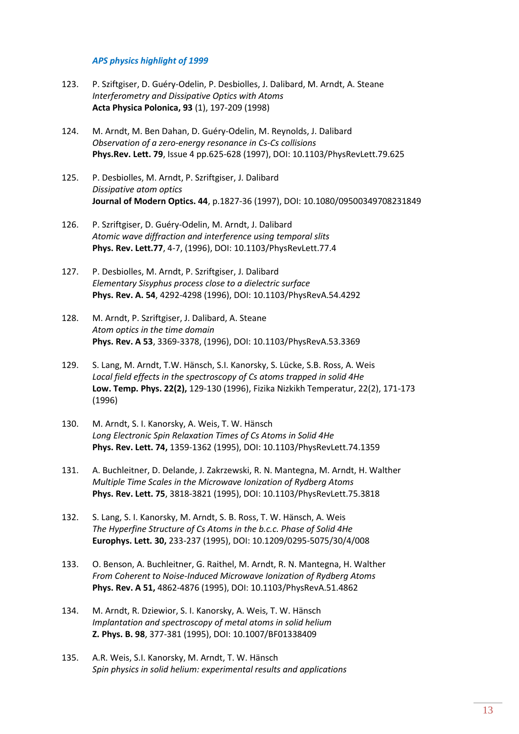*APS physics highlight of 1999*

123. P. Sziftgiser, D. Guéry-Odelin, P. Desbiolles, J. Dalibard, M. Arndt, A. Steane
*Interferometry and Dissipative Optics with Atoms*
**Acta Physica Polonica, 93** (1), 197-209 (1998)

124. M. Arndt, M. Ben Dahan, D. Guéry-Odelin, M. Reynolds, J. Dalibard
*Observation of a zero-energy resonance in Cs-Cs collisions*
**Phys.Rev. Lett. 79**, Issue 4 pp.625-628 (1997), DOI: 10.1103/PhysRevLett.79.625

125. P. Desbiolles, M. Arndt, P. Szriftgiser, J. Dalibard
*Dissipative atom optics*
**Journal of Modern Optics. 44**, p.1827-36 (1997), DOI: 10.1080/09500349708231849

126. P. Szriftgiser, D. Guéry-Odelin, M. Arndt, J. Dalibard
*Atomic wave diffraction and interference using temporal slits*
**Phys. Rev. Lett.77**, 4-7, (1996), DOI: 10.1103/PhysRevLett.77.4

127. P. Desbiolles, M. Arndt, P. Szriftgiser, J. Dalibard
*Elementary Sisyphus process close to a dielectric surface*
**Phys. Rev. A. 54**, 4292-4298 (1996), DOI: 10.1103/PhysRevA.54.4292

128. M. Arndt, P. Szriftgiser, J. Dalibard, A. Steane
*Atom optics in the time domain*
**Phys. Rev. A 53**, 3369-3378, (1996), DOI: 10.1103/PhysRevA.53.3369

129. S. Lang, M. Arndt, T.W. Hänsch, S.I. Kanorsky, S. Lücke, S.B. Ross, A. Weis
*Local field effects in the spectroscopy of Cs atoms trapped in solid 4He*
**Low. Temp. Phys. 22(2),** 129-130 (1996), Fizika Nizkikh Temperatur, 22(2), 171-173 (1996)

130. M. Arndt, S. I. Kanorsky, A. Weis, T. W. Hänsch
*Long Electronic Spin Relaxation Times of Cs Atoms in Solid 4He*
**Phys. Rev. Lett. 74,** 1359-1362 (1995), DOI: 10.1103/PhysRevLett.74.1359

131. A. Buchleitner, D. Delande, J. Zakrzewski, R. N. Mantegna, M. Arndt, H. Walther
*Multiple Time Scales in the Microwave Ionization of Rydberg Atoms*
**Phys. Rev. Lett. 75**, 3818-3821 (1995), DOI: 10.1103/PhysRevLett.75.3818

132. S. Lang, S. I. Kanorsky, M. Arndt, S. B. Ross, T. W. Hänsch, A. Weis
*The Hyperfine Structure of Cs Atoms in the b.c.c. Phase of Solid 4He*
**Europhys. Lett. 30,** 233-237 (1995), DOI: 10.1209/0295-5075/30/4/008

133. O. Benson, A. Buchleitner, G. Raithel, M. Arndt, R. N. Mantegna, H. Walther
*From Coherent to Noise-Induced Microwave Ionization of Rydberg Atoms*
**Phys. Rev. A 51,** 4862-4876 (1995), DOI: 10.1103/PhysRevA.51.4862

134. M. Arndt, R. Dziewior, S. I. Kanorsky, A. Weis, T. W. Hänsch
*Implantation and spectroscopy of metal atoms in solid helium*
**Z. Phys. B. 98**, 377-381 (1995), DOI: 10.1007/BF01338409

135. A.R. Weis, S.I. Kanorsky, M. Arndt, T. W. Hänsch
*Spin physics in solid helium: experimental results and applications*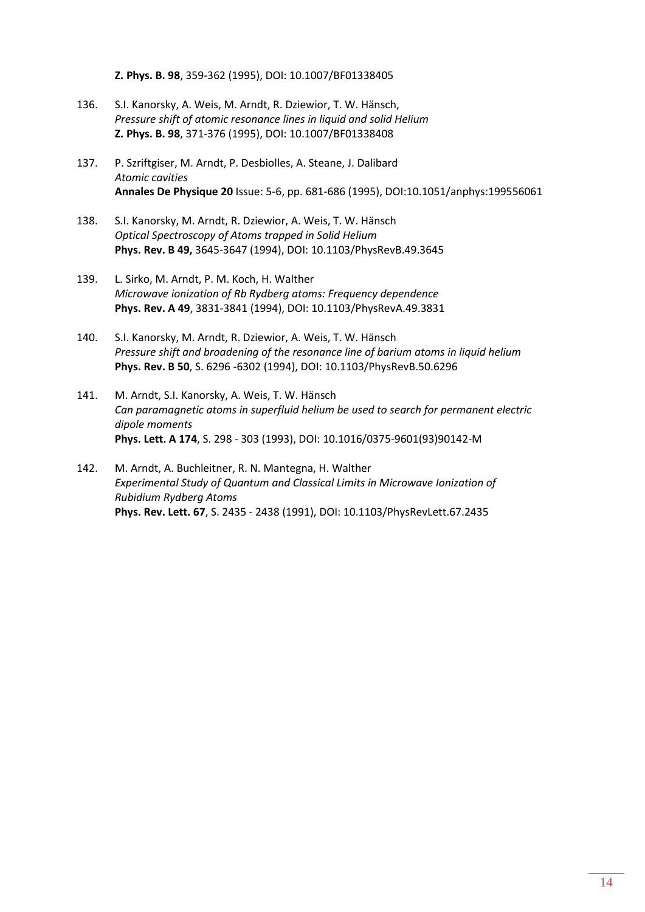**Z. Phys. B. 98**, 359-362 (1995), DOI: 10.1007/BF01338405

136. S.I. Kanorsky, A. Weis, M. Arndt, R. Dziewior, T. W. Hänsch,
*Pressure shift of atomic resonance lines in liquid and solid Helium*
**Z. Phys. B. 98**, 371-376 (1995), DOI: 10.1007/BF01338408

137. P. Szriftgiser, M. Arndt, P. Desbiolles, A. Steane, J. Dalibard
*Atomic cavities*
**Annales De Physique 20** Issue: 5-6, pp. 681-686 (1995), DOI:10.1051/anphys:199556061

138. S.I. Kanorsky, M. Arndt, R. Dziewior, A. Weis, T. W. Hänsch
*Optical Spectroscopy of Atoms trapped in Solid Helium*
**Phys. Rev. B 49,** 3645-3647 (1994), DOI: 10.1103/PhysRevB.49.3645

139. L. Sirko, M. Arndt, P. M. Koch, H. Walther
*Microwave ionization of Rb Rydberg atoms: Frequency dependence*
**Phys. Rev. A 49**, 3831-3841 (1994), DOI: 10.1103/PhysRevA.49.3831

140. S.I. Kanorsky, M. Arndt, R. Dziewior, A. Weis, T. W. Hänsch
*Pressure shift and broadening of the resonance line of barium atoms in liquid helium*
**Phys. Rev. B 50**, S. 6296 -6302 (1994), DOI: 10.1103/PhysRevB.50.6296

141. M. Arndt, S.I. Kanorsky, A. Weis, T. W. Hänsch
*Can paramagnetic atoms in superfluid helium be used to search for permanent electric dipole moments*
**Phys. Lett. A 174**, S. 298 - 303 (1993), DOI: 10.1016/0375-9601(93)90142-M

142. M. Arndt, A. Buchleitner, R. N. Mantegna, H. Walther
*Experimental Study of Quantum and Classical Limits in Microwave Ionization of Rubidium Rydberg Atoms*
**Phys. Rev. Lett. 67**, S. 2435 - 2438 (1991), DOI: 10.1103/PhysRevLett.67.2435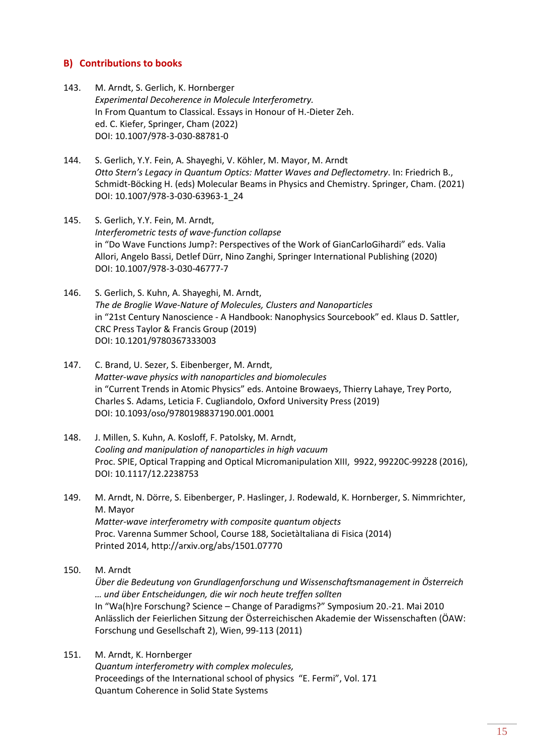## B) Contributions to books

143. M. Arndt, S. Gerlich, K. Hornberger
*Experimental Decoherence in Molecule Interferometry.*
In From Quantum to Classical. Essays in Honour of H.-Dieter Zeh.
ed. C. Kiefer, Springer, Cham (2022)
DOI: 10.1007/978-3-030-88781-0

144. S. Gerlich, Y.Y. Fein, A. Shayeghi, V. Köhler, M. Mayor, M. Arndt
*Otto Stern's Legacy in Quantum Optics: Matter Waves and Deflectometry.* In: Friedrich B., Schmidt-Böcking H. (eds) Molecular Beams in Physics and Chemistry. Springer, Cham. (2021)
DOI: 10.1007/978-3-030-63963-1_24

145. S. Gerlich, Y.Y. Fein, M. Arndt,
*Interferometric tests of wave-function collapse*
in "Do Wave Functions Jump?: Perspectives of the Work of GianCarloGihardi" eds. Valia Allori, Angelo Bassi, Detlef Dürr, Nino Zanghi, Springer International Publishing (2020)
DOI: 10.1007/978-3-030-46777-7

146. S. Gerlich, S. Kuhn, A. Shayeghi, M. Arndt,
*The de Broglie Wave-Nature of Molecules, Clusters and Nanoparticles*
in "21st Century Nanoscience - A Handbook: Nanophysics Sourcebook" ed. Klaus D. Sattler, CRC Press Taylor & Francis Group (2019)
DOI: 10.1201/9780367333003

147. C. Brand, U. Sezer, S. Eibenberger, M. Arndt,
*Matter-wave physics with nanoparticles and biomolecules*
in "Current Trends in Atomic Physics" eds. Antoine Browaeys, Thierry Lahaye, Trey Porto, Charles S. Adams, Leticia F. Cugliandolo, Oxford University Press (2019)
DOI: 10.1093/oso/9780198837190.001.0001

148. J. Millen, S. Kuhn, A. Kosloff, F. Patolsky, M. Arndt,
*Cooling and manipulation of nanoparticles in high vacuum*
Proc. SPIE, Optical Trapping and Optical Micromanipulation XIII, 9922, 99220C-99228 (2016),
DOI: 10.1117/12.2238753

149. M. Arndt, N. Dörre, S. Eibenberger, P. Haslinger, J. Rodewald, K. Hornberger, S. Nimmrichter, M. Mayor
*Matter-wave interferometry with composite quantum objects*
Proc. Varenna Summer School, Course 188, SocietàItaliana di Fisica (2014)
Printed 2014, http://arxiv.org/abs/1501.07770

150. M. Arndt
*Über die Bedeutung von Grundlagenforschung und Wissenschaftsmanagement in Österreich … und über Entscheidungen, die wir noch heute treffen sollten*
In "Wa(h)re Forschung? Science – Change of Paradigms?" Symposium 20.-21. Mai 2010 Anlässlich der Feierlichen Sitzung der Österreichischen Akademie der Wissenschaften (ÖAW: Forschung und Gesellschaft 2), Wien, 99-113 (2011)

151. M. Arndt, K. Hornberger
*Quantum interferometry with complex molecules,*
Proceedings of the International school of physics "E. Fermi", Vol. 171
Quantum Coherence in Solid State Systems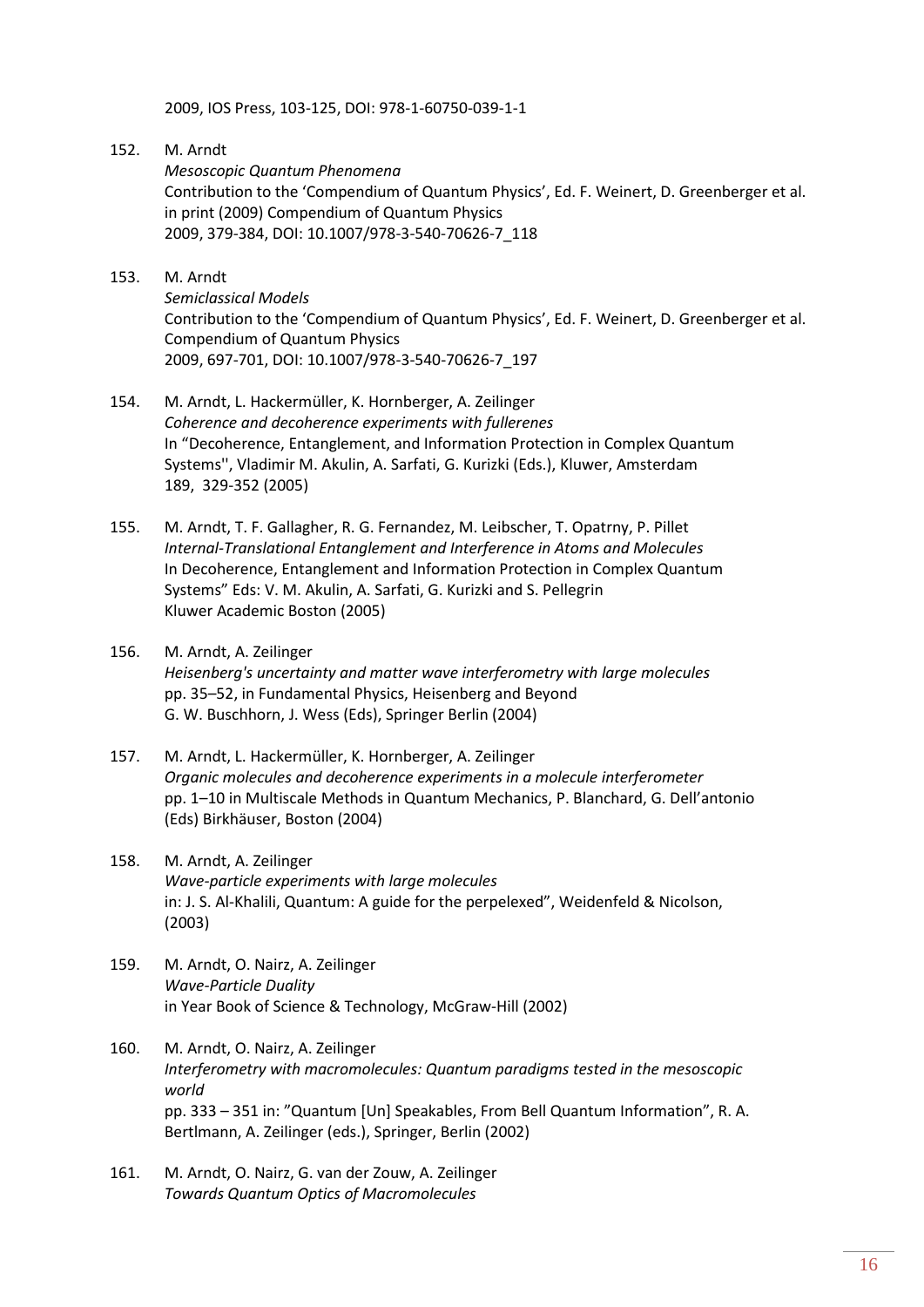2009, IOS Press, 103-125, DOI: 978-1-60750-039-1-1

152. M. Arndt
*Mesoscopic Quantum Phenomena*
Contribution to the 'Compendium of Quantum Physics', Ed. F. Weinert, D. Greenberger et al. in print (2009) Compendium of Quantum Physics
2009, 379-384, DOI: 10.1007/978-3-540-70626-7_118

153. M. Arndt
*Semiclassical Models*
Contribution to the 'Compendium of Quantum Physics', Ed. F. Weinert, D. Greenberger et al. Compendium of Quantum Physics
2009, 697-701, DOI: 10.1007/978-3-540-70626-7_197

154. M. Arndt, L. Hackermüller, K. Hornberger, A. Zeilinger
*Coherence and decoherence experiments with fullerenes*
In "Decoherence, Entanglement, and Information Protection in Complex Quantum Systems'', Vladimir M. Akulin, A. Sarfati, G. Kurizki (Eds.), Kluwer, Amsterdam
189, 329-352 (2005)

155. M. Arndt, T. F. Gallagher, R. G. Fernandez, M. Leibscher, T. Opatrny, P. Pillet
*Internal-Translational Entanglement and Interference in Atoms and Molecules*
In Decoherence, Entanglement and Information Protection in Complex Quantum Systems" Eds: V. M. Akulin, A. Sarfati, G. Kurizki and S. Pellegrin
Kluwer Academic Boston (2005)

156. M. Arndt, A. Zeilinger
*Heisenberg's uncertainty and matter wave interferometry with large molecules*
pp. 35–52, in Fundamental Physics, Heisenberg and Beyond
G. W. Buschhorn, J. Wess (Eds), Springer Berlin (2004)

157. M. Arndt, L. Hackermüller, K. Hornberger, A. Zeilinger
*Organic molecules and decoherence experiments in a molecule interferometer*
pp. 1–10 in Multiscale Methods in Quantum Mechanics, P. Blanchard, G. Dell'antonio (Eds) Birkhäuser, Boston (2004)

158. M. Arndt, A. Zeilinger
*Wave-particle experiments with large molecules*
in: J. S. Al-Khalili, Quantum: A guide for the perpelexed", Weidenfeld & Nicolson, (2003)

159. M. Arndt, O. Nairz, A. Zeilinger
*Wave-Particle Duality*
in Year Book of Science & Technology, McGraw-Hill (2002)

160. M. Arndt, O. Nairz, A. Zeilinger
*Interferometry with macromolecules: Quantum paradigms tested in the mesoscopic world*
pp. 333 – 351 in: "Quantum [Un] Speakables, From Bell Quantum Information", R. A. Bertlmann, A. Zeilinger (eds.), Springer, Berlin (2002)

161. M. Arndt, O. Nairz, G. van der Zouw, A. Zeilinger
*Towards Quantum Optics of Macromolecules*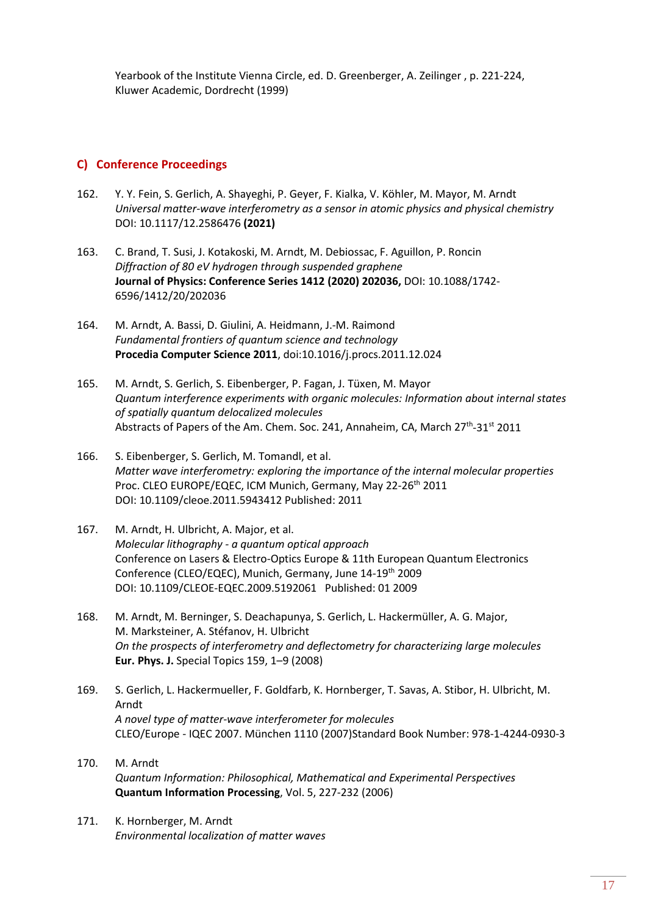Yearbook of the Institute Vienna Circle, ed. D. Greenberger, A. Zeilinger , p. 221-224, Kluwer Academic, Dordrecht (1999)

## C) Conference Proceedings

162. Y. Y. Fein, S. Gerlich, A. Shayeghi, P. Geyer, F. Kialka, V. Köhler, M. Mayor, M. Arndt
*Universal matter-wave interferometry as a sensor in atomic physics and physical chemistry*
DOI: 10.1117/12.2586476 **(2021)**

163. C. Brand, T. Susi, J. Kotakoski, M. Arndt, M. Debiossac, F. Aguillon, P. Roncin
*Diffraction of 80 eV hydrogen through suspended graphene*
**Journal of Physics: Conference Series 1412 (2020) 202036,** DOI: 10.1088/1742-6596/1412/20/202036

164. M. Arndt, A. Bassi, D. Giulini, A. Heidmann, J.-M. Raimond
*Fundamental frontiers of quantum science and technology*
**Procedia Computer Science 2011**, doi:10.1016/j.procs.2011.12.024

165. M. Arndt, S. Gerlich, S. Eibenberger, P. Fagan, J. Tüxen, M. Mayor
*Quantum interference experiments with organic molecules: Information about internal states of spatially quantum delocalized molecules*
Abstracts of Papers of the Am. Chem. Soc. 241, Annaheim, CA, March 27th-31st 2011

166. S. Eibenberger, S. Gerlich, M. Tomandl, et al.
*Matter wave interferometry: exploring the importance of the internal molecular properties*
Proc. CLEO EUROPE/EQEC, ICM Munich, Germany, May 22-26th 2011
DOI: 10.1109/cleoe.2011.5943412 Published: 2011

167. M. Arndt, H. Ulbricht, A. Major, et al.
*Molecular lithography - a quantum optical approach*
Conference on Lasers & Electro-Optics Europe & 11th European Quantum Electronics Conference (CLEO/EQEC), Munich, Germany, June 14-19th 2009
DOI: 10.1109/CLEOE-EQEC.2009.5192061 Published: 01 2009

168. M. Arndt, M. Berninger, S. Deachapunya, S. Gerlich, L. Hackermüller, A. G. Major, M. Marksteiner, A. Stéfanov, H. Ulbricht
*On the prospects of interferometry and deflectometry for characterizing large molecules*
**Eur. Phys. J.** Special Topics 159, 1–9 (2008)

169. S. Gerlich, L. Hackermueller, F. Goldfarb, K. Hornberger, T. Savas, A. Stibor, H. Ulbricht, M. Arndt
*A novel type of matter-wave interferometer for molecules*
CLEO/Europe - IQEC 2007. München 1110 (2007)Standard Book Number: 978-1-4244-0930-3

170. M. Arndt
*Quantum Information: Philosophical, Mathematical and Experimental Perspectives*
**Quantum Information Processing**, Vol. 5, 227-232 (2006)

171. K. Hornberger, M. Arndt
*Environmental localization of matter waves*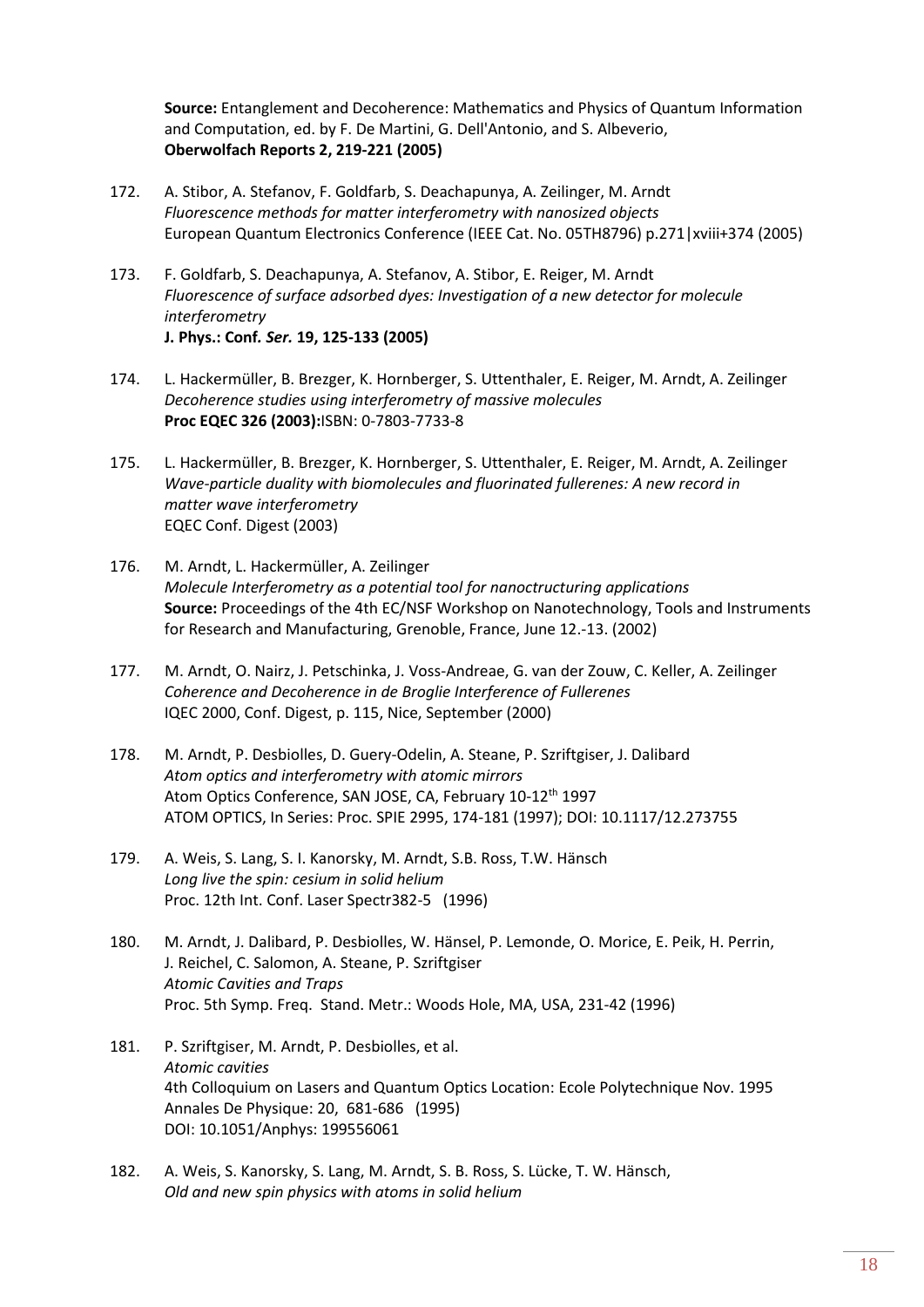**Source:** Entanglement and Decoherence: Mathematics and Physics of Quantum Information and Computation, ed. by F. De Martini, G. Dell'Antonio, and S. Albeverio,
**Oberwolfach Reports 2, 219-221 (2005)**

172. A. Stibor, A. Stefanov, F. Goldfarb, S. Deachapunya, A. Zeilinger, M. Arndt
*Fluorescence methods for matter interferometry with nanosized objects*
European Quantum Electronics Conference (IEEE Cat. No. 05TH8796) p.271|xviii+374 (2005)

173. F. Goldfarb, S. Deachapunya, A. Stefanov, A. Stibor, E. Reiger, M. Arndt
*Fluorescence of surface adsorbed dyes: Investigation of a new detector for molecule interferometry*
**J. Phys.: Conf. *Ser.* 19, 125-133 (2005)**

174. L. Hackermüller, B. Brezger, K. Hornberger, S. Uttenthaler, E. Reiger, M. Arndt, A. Zeilinger
*Decoherence studies using interferometry of massive molecules*
**Proc EQEC 326 (2003):**ISBN: 0-7803-7733-8

175. L. Hackermüller, B. Brezger, K. Hornberger, S. Uttenthaler, E. Reiger, M. Arndt, A. Zeilinger
*Wave-particle duality with biomolecules and fluorinated fullerenes: A new record in matter wave interferometry*
EQEC Conf. Digest (2003)

176. M. Arndt, L. Hackermüller, A. Zeilinger
*Molecule Interferometry as a potential tool for nanoctructuring applications*
**Source:** Proceedings of the 4th EC/NSF Workshop on Nanotechnology, Tools and Instruments for Research and Manufacturing, Grenoble, France, June 12.-13. (2002)

177. M. Arndt, O. Nairz, J. Petschinka, J. Voss-Andreae, G. van der Zouw, C. Keller, A. Zeilinger
*Coherence and Decoherence in de Broglie Interference of Fullerenes*
IQEC 2000, Conf. Digest, p. 115, Nice, September (2000)

178. M. Arndt, P. Desbiolles, D. Guery-Odelin, A. Steane, P. Szriftgiser, J. Dalibard
*Atom optics and interferometry with atomic mirrors*
Atom Optics Conference, SAN JOSE, CA, February 10-12th 1997
ATOM OPTICS, In Series: Proc. SPIE 2995, 174-181 (1997); DOI: 10.1117/12.273755

179. A. Weis, S. Lang, S. I. Kanorsky, M. Arndt, S.B. Ross, T.W. Hänsch
*Long live the spin: cesium in solid helium*
Proc. 12th Int. Conf. Laser Spectr382-5 (1996)

180. M. Arndt, J. Dalibard, P. Desbiolles, W. Hänsel, P. Lemonde, O. Morice, E. Peik, H. Perrin, J. Reichel, C. Salomon, A. Steane, P. Szriftgiser
*Atomic Cavities and Traps*
Proc. 5th Symp. Freq. Stand. Metr.: Woods Hole, MA, USA, 231-42 (1996)

181. P. Szriftgiser, M. Arndt, P. Desbiolles, et al.
*Atomic cavities*
4th Colloquium on Lasers and Quantum Optics Location: Ecole Polytechnique Nov. 1995
Annales De Physique: 20, 681-686 (1995)
DOI: 10.1051/Anphys: 199556061

182. A. Weis, S. Kanorsky, S. Lang, M. Arndt, S. B. Ross, S. Lücke, T. W. Hänsch,
*Old and new spin physics with atoms in solid helium*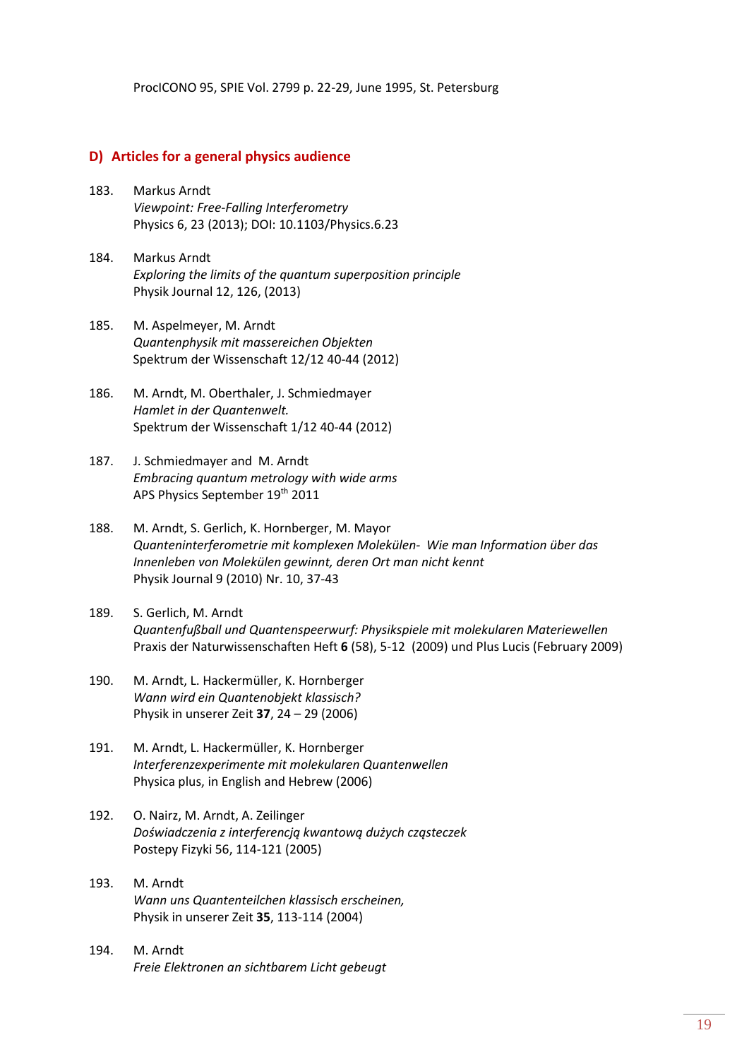ProcICONO 95, SPIE Vol. 2799 p. 22-29, June 1995, St. Petersburg

## D) Articles for a general physics audience

183. Markus Arndt
*Viewpoint: Free-Falling Interferometry*
Physics 6, 23 (2013); DOI: 10.1103/Physics.6.23

184. Markus Arndt
*Exploring the limits of the quantum superposition principle*
Physik Journal 12, 126, (2013)

185. M. Aspelmeyer, M. Arndt
*Quantenphysik mit massereichen Objekten*
Spektrum der Wissenschaft 12/12 40-44 (2012)

186. M. Arndt, M. Oberthaler, J. Schmiedmayer
*Hamlet in der Quantenwelt.*
Spektrum der Wissenschaft 1/12 40-44 (2012)

187. J. Schmiedmayer and M. Arndt
*Embracing quantum metrology with wide arms*
APS Physics September 19th 2011

188. M. Arndt, S. Gerlich, K. Hornberger, M. Mayor
*Quanteninterferometrie mit komplexen Molekülen- Wie man Information über das Innenleben von Molekülen gewinnt, deren Ort man nicht kennt*
Physik Journal 9 (2010) Nr. 10, 37-43

189. S. Gerlich, M. Arndt
*Quantenfußball und Quantenspeerwurf: Physikspiele mit molekularen Materiewellen*
Praxis der Naturwissenschaften Heft **6** (58), 5-12 (2009) und Plus Lucis (February 2009)

190. M. Arndt, L. Hackermüller, K. Hornberger
*Wann wird ein Quantenobjekt klassisch?*
Physik in unserer Zeit **37**, 24 – 29 (2006)

191. M. Arndt, L. Hackermüller, K. Hornberger
*Interferenzexperimente mit molekularen Quantenwellen*
Physica plus, in English and Hebrew (2006)

192. O. Nairz, M. Arndt, A. Zeilinger
*Doświadczenia z interferencją kwantową dużych cząsteczek*
Postepy Fizyki 56, 114-121 (2005)

193. M. Arndt
*Wann uns Quantenteilchen klassisch erscheinen,*
Physik in unserer Zeit **35**, 113-114 (2004)

194. M. Arndt
*Freie Elektronen an sichtbarem Licht gebeugt*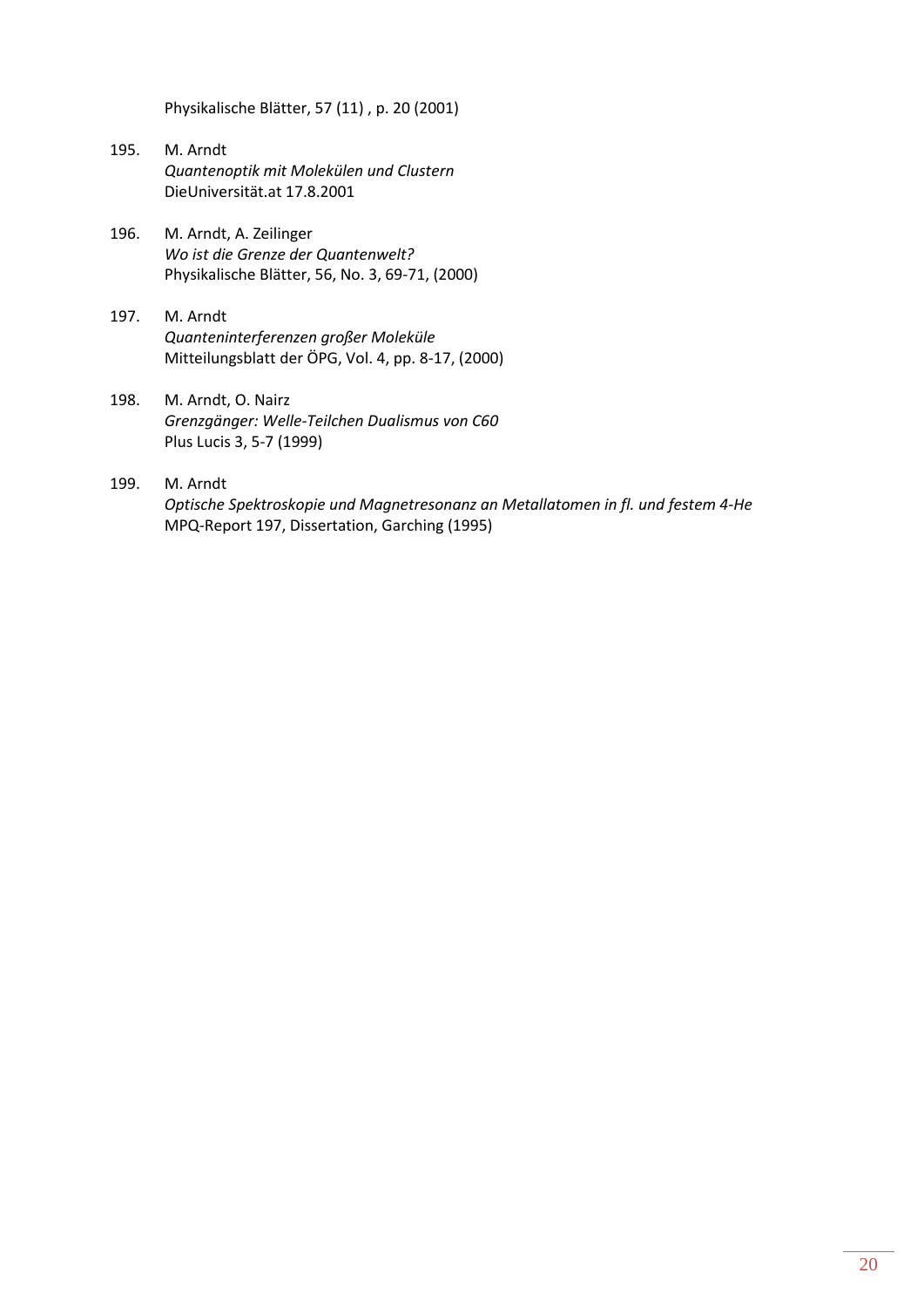Physikalische Blätter, 57 (11) , p. 20 (2001)

195. M. Arndt
*Quantenoptik mit Molekülen und Clustern*
DieUniversität.at 17.8.2001

196. M. Arndt, A. Zeilinger
*Wo ist die Grenze der Quantenwelt?*
Physikalische Blätter, 56, No. 3, 69-71, (2000)

197. M. Arndt
*Quanteninterferenzen großer Moleküle*
Mitteilungsblatt der ÖPG, Vol. 4, pp. 8-17, (2000)

198. M. Arndt, O. Nairz
*Grenzgänger: Welle-Teilchen Dualismus von C60*
Plus Lucis 3, 5-7 (1999)

199. M. Arndt
*Optische Spektroskopie und Magnetresonanz an Metallatomen in fl. und festem 4-He*
MPQ-Report 197, Dissertation, Garching (1995)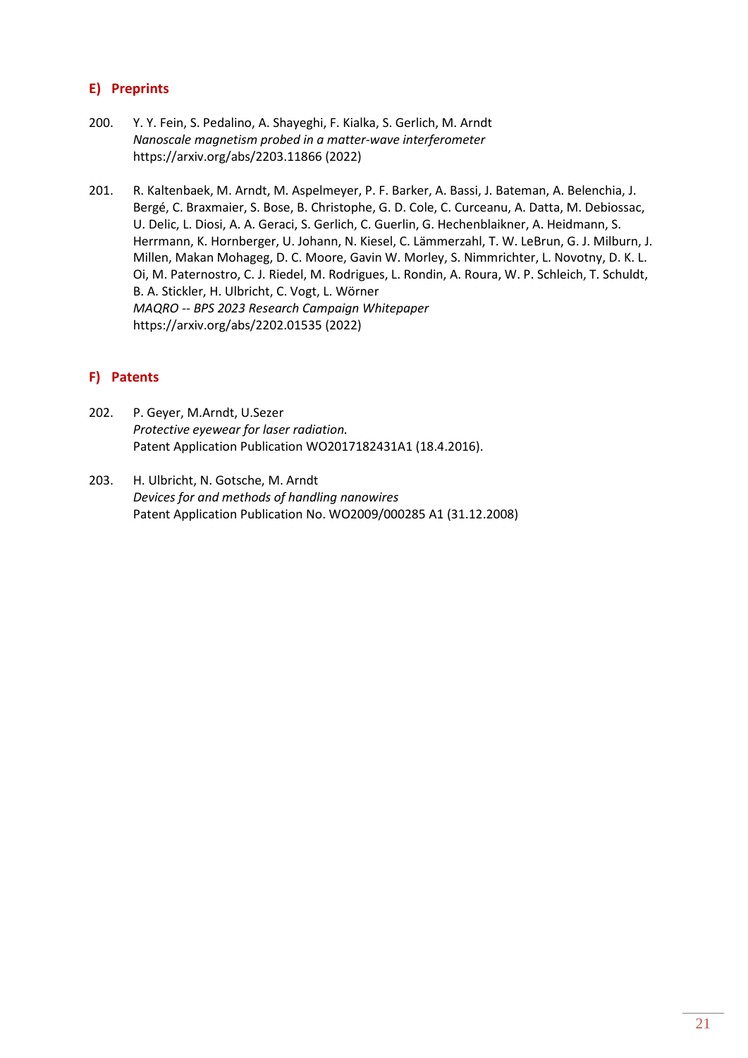## E) Preprints

200. Y. Y. Fein, S. Pedalino, A. Shayeghi, F. Kialka, S. Gerlich, M. Arndt
*Nanoscale magnetism probed in a matter-wave interferometer*
https://arxiv.org/abs/2203.11866 (2022)

201. R. Kaltenbaek, M. Arndt, M. Aspelmeyer, P. F. Barker, A. Bassi, J. Bateman, A. Belenchia, J. Bergé, C. Braxmaier, S. Bose, B. Christophe, G. D. Cole, C. Curceanu, A. Datta, M. Debiossac, U. Delic, L. Diosi, A. A. Geraci, S. Gerlich, C. Guerlin, G. Hechenblaikner, A. Heidmann, S. Herrmann, K. Hornberger, U. Johann, N. Kiesel, C. Lämmerzahl, T. W. LeBrun, G. J. Milburn, J. Millen, Makan Mohageg, D. C. Moore, Gavin W. Morley, S. Nimmrichter, L. Novotny, D. K. L. Oi, M. Paternostro, C. J. Riedel, M. Rodrigues, L. Rondin, A. Roura, W. P. Schleich, T. Schuldt, B. A. Stickler, H. Ulbricht, C. Vogt, L. Wörner
*MAQRO -- BPS 2023 Research Campaign Whitepaper*
https://arxiv.org/abs/2202.01535 (2022)

## F) Patents

202. P. Geyer, M.Arndt, U.Sezer
*Protective eyewear for laser radiation.*
Patent Application Publication WO2017182431A1 (18.4.2016).

203. H. Ulbricht, N. Gotsche, M. Arndt
*Devices for and methods of handling nanowires*
Patent Application Publication No. WO2009/000285 A1 (31.12.2008)